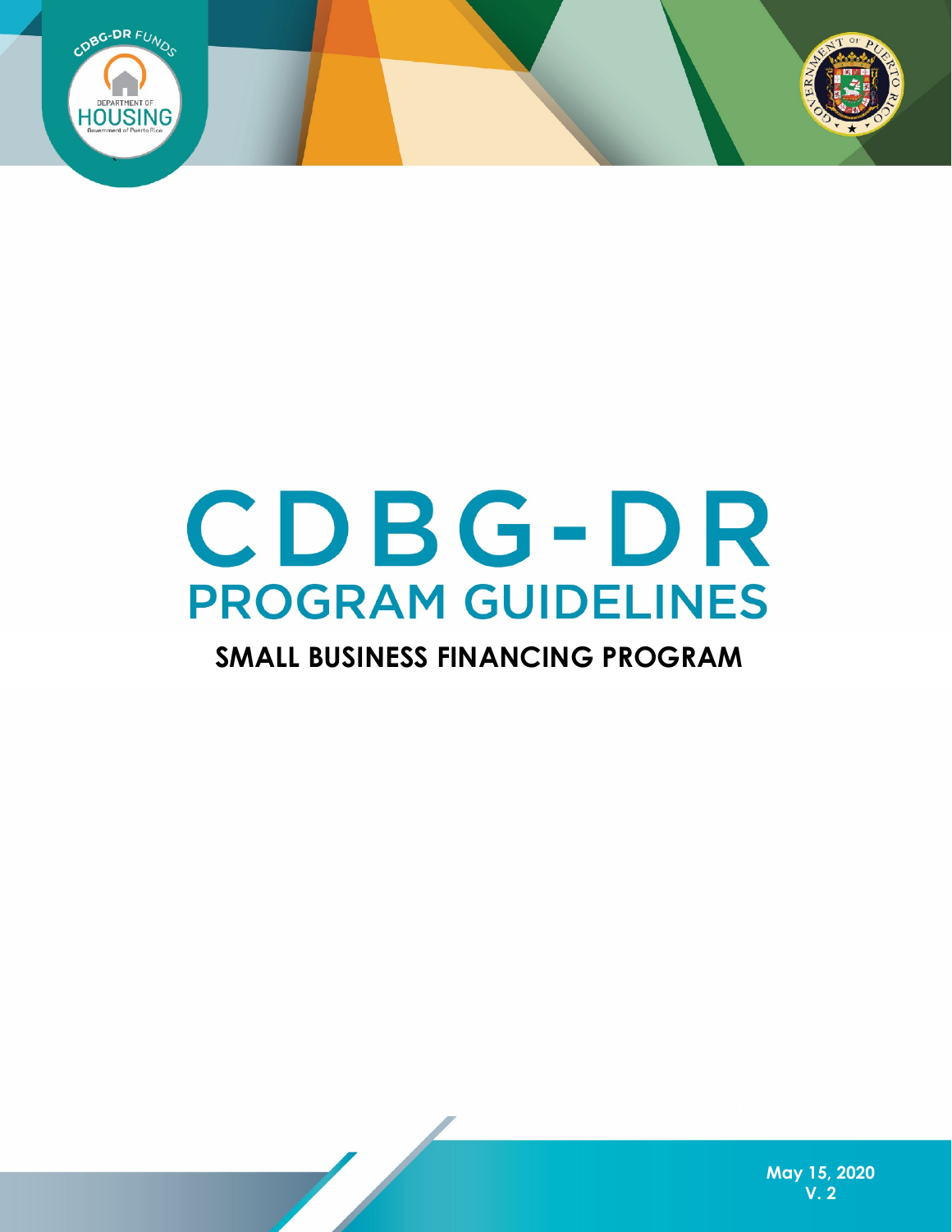# CDBG-DR

## PROGRAM GUIDELINES

### SMALL BUSINESS FINANCING PROGRAM

May 15, 2020
V. 2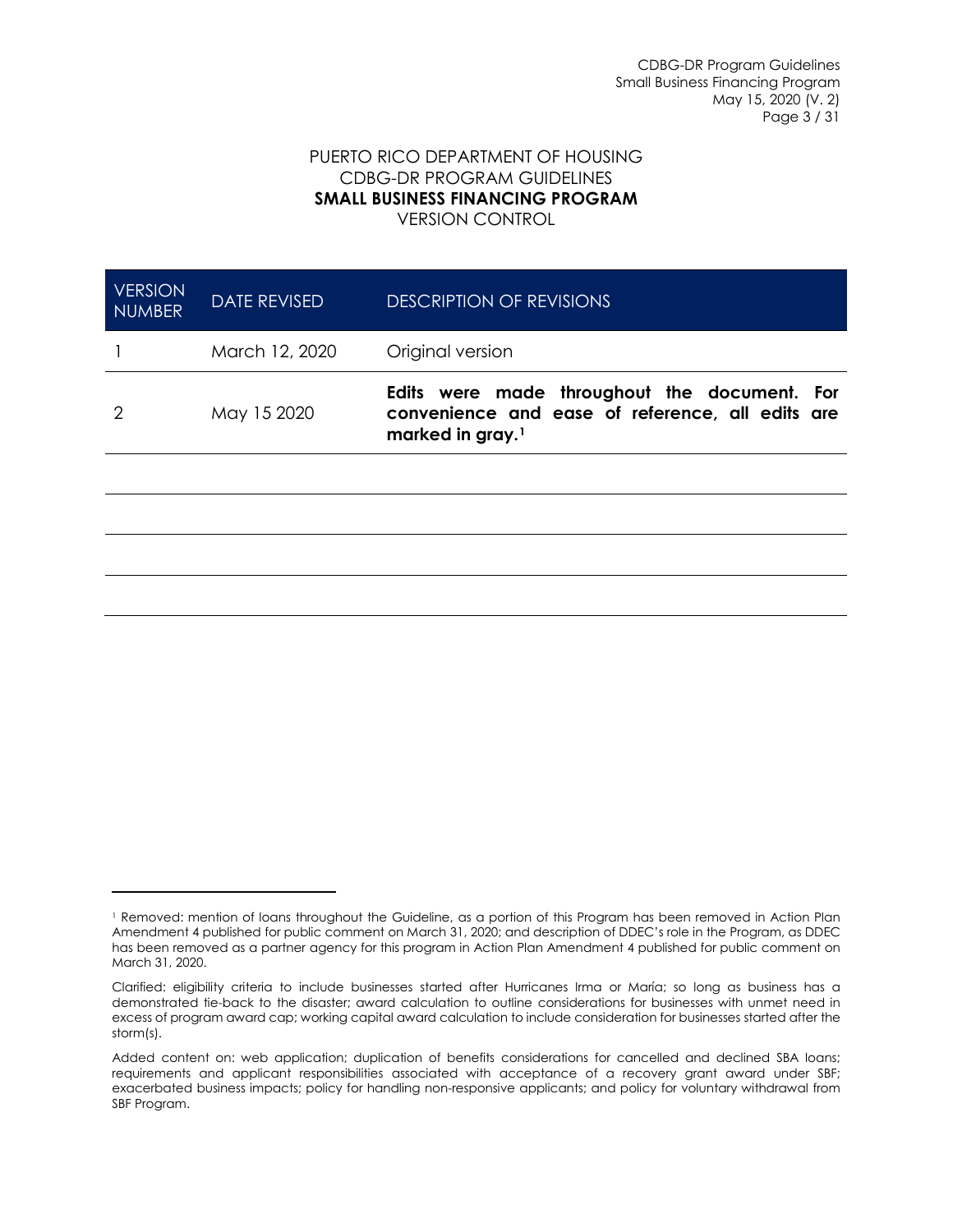PUERTO RICO DEPARTMENT OF HOUSING
CDBG-DR PROGRAM GUIDELINES
**SMALL BUSINESS FINANCING PROGRAM**
VERSION CONTROL

| VERSION NUMBER | DATE REVISED | DESCRIPTION OF REVISIONS |
|---|---|---|
| 1 | March 12, 2020 | Original version |
| 2 | May 15 2020 | **Edits were made throughout the document. For convenience and ease of reference, all edits are marked in gray.[1]** |
| | | |
| | | |
| | | |
| | | |

[1] Removed: mention of loans throughout the Guideline, as a portion of this Program has been removed in Action Plan Amendment 4 published for public comment on March 31, 2020; and description of DDEC's role in the Program, as DDEC has been removed as a partner agency for this program in Action Plan Amendment 4 published for public comment on March 31, 2020.

Clarified: eligibility criteria to include businesses started after Hurricanes Irma or María; so long as business has a demonstrated tie-back to the disaster; award calculation to outline considerations for businesses with unmet need in excess of program award cap; working capital award calculation to include consideration for businesses started after the storm(s).

Added content on: web application; duplication of benefits considerations for cancelled and declined SBA loans; requirements and applicant responsibilities associated with acceptance of a recovery grant award under SBF; exacerbated business impacts; policy for handling non-responsive applicants; and policy for voluntary withdrawal from SBF Program.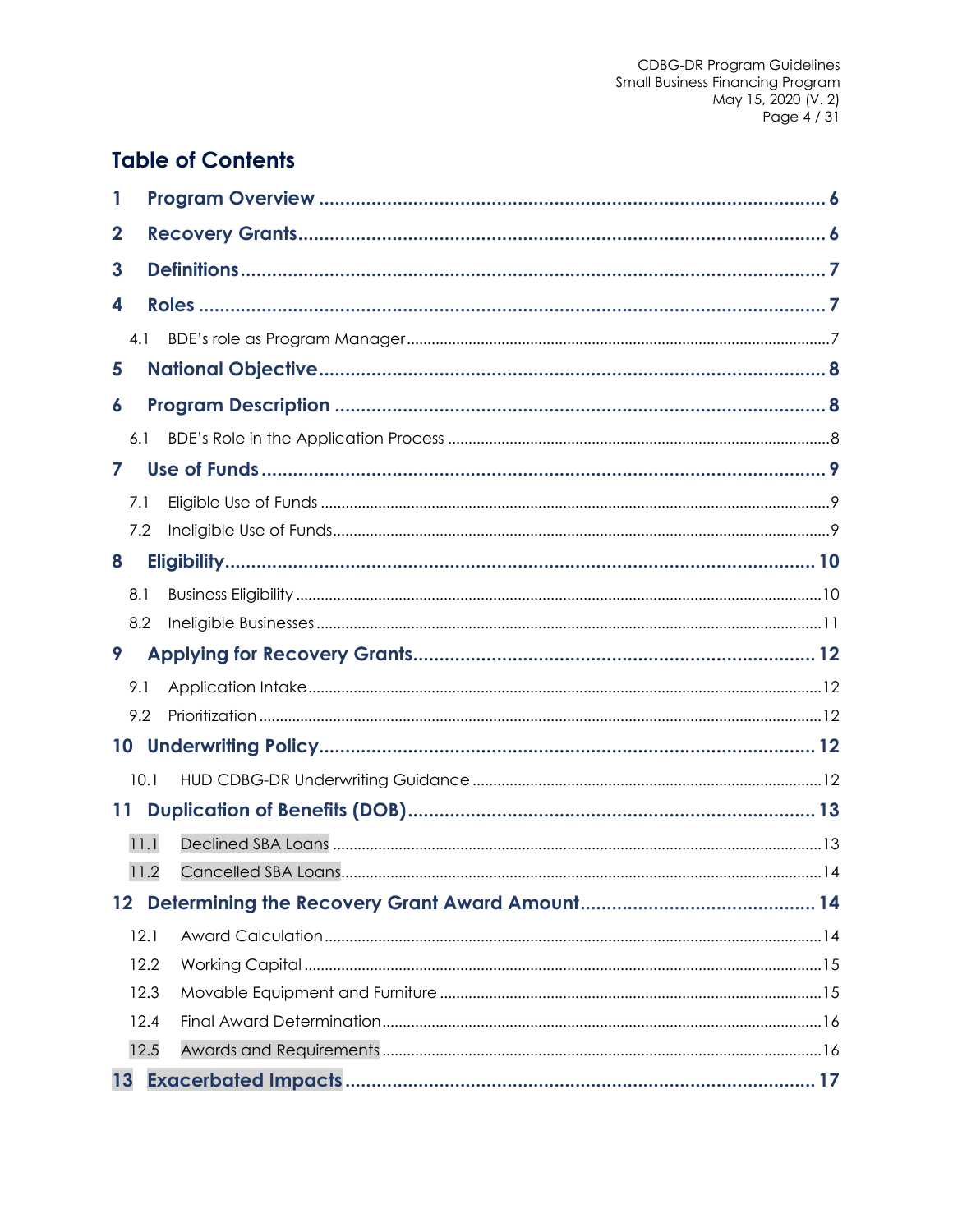# Table of Contents

1 Program Overview ..... 6

2 Recovery Grants ..... 6

3 Definitions ..... 7

4 Roles ..... 7

- 4.1 BDE's role as Program Manager ..... 7

5 National Objective ..... 8

6 Program Description ..... 8

- 6.1 BDE's Role in the Application Process ..... 8

7 Use of Funds ..... 9

- 7.1 Eligible Use of Funds ..... 9
- 7.2 Ineligible Use of Funds ..... 9

8 Eligibility ..... 10

- 8.1 Business Eligibility ..... 10
- 8.2 Ineligible Businesses ..... 11

9 Applying for Recovery Grants ..... 12

- 9.1 Application Intake ..... 12
- 9.2 Prioritization ..... 12

10 Underwriting Policy ..... 12

- 10.1 HUD CDBG-DR Underwriting Guidance ..... 12

11 Duplication of Benefits (DOB) ..... 13

- 11.1 Declined SBA Loans ..... 13
- 11.2 Cancelled SBA Loans ..... 14

12 Determining the Recovery Grant Award Amount ..... 14

- 12.1 Award Calculation ..... 14
- 12.2 Working Capital ..... 15
- 12.3 Movable Equipment and Furniture ..... 15
- 12.4 Final Award Determination ..... 16
- 12.5 Awards and Requirements ..... 16

13 Exacerbated Impacts ..... 17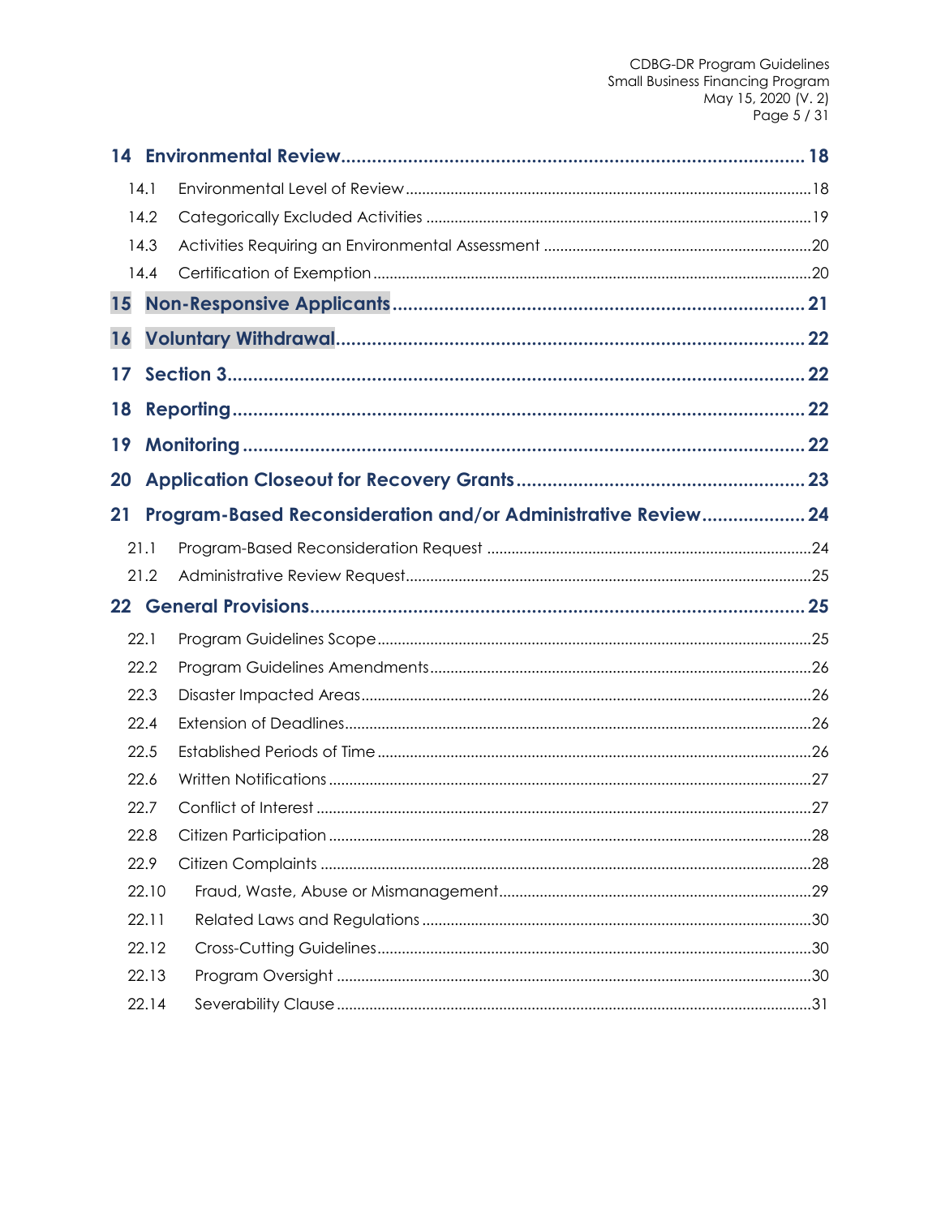- **14 Environmental Review** .......... 18
  - 14.1 Environmental Level of Review .......... 18
  - 14.2 Categorically Excluded Activities .......... 19
  - 14.3 Activities Requiring an Environmental Assessment .......... 20
  - 14.4 Certification of Exemption .......... 20
- **15 Non-Responsive Applicants** .......... 21
- **16 Voluntary Withdrawal** .......... 22
- **17 Section 3** .......... 22
- **18 Reporting** .......... 22
- **19 Monitoring** .......... 22
- **20 Application Closeout for Recovery Grants** .......... 23
- **21 Program-Based Reconsideration and/or Administrative Review** .......... 24
  - 21.1 Program-Based Reconsideration Request .......... 24
  - 21.2 Administrative Review Request .......... 25
- **22 General Provisions** .......... 25
  - 22.1 Program Guidelines Scope .......... 25
  - 22.2 Program Guidelines Amendments .......... 26
  - 22.3 Disaster Impacted Areas .......... 26
  - 22.4 Extension of Deadlines .......... 26
  - 22.5 Established Periods of Time .......... 26
  - 22.6 Written Notifications .......... 27
  - 22.7 Conflict of Interest .......... 27
  - 22.8 Citizen Participation .......... 28
  - 22.9 Citizen Complaints .......... 28
  - 22.10 Fraud, Waste, Abuse or Mismanagement .......... 29
  - 22.11 Related Laws and Regulations .......... 30
  - 22.12 Cross-Cutting Guidelines .......... 30
  - 22.13 Program Oversight .......... 30
  - 22.14 Severability Clause .......... 31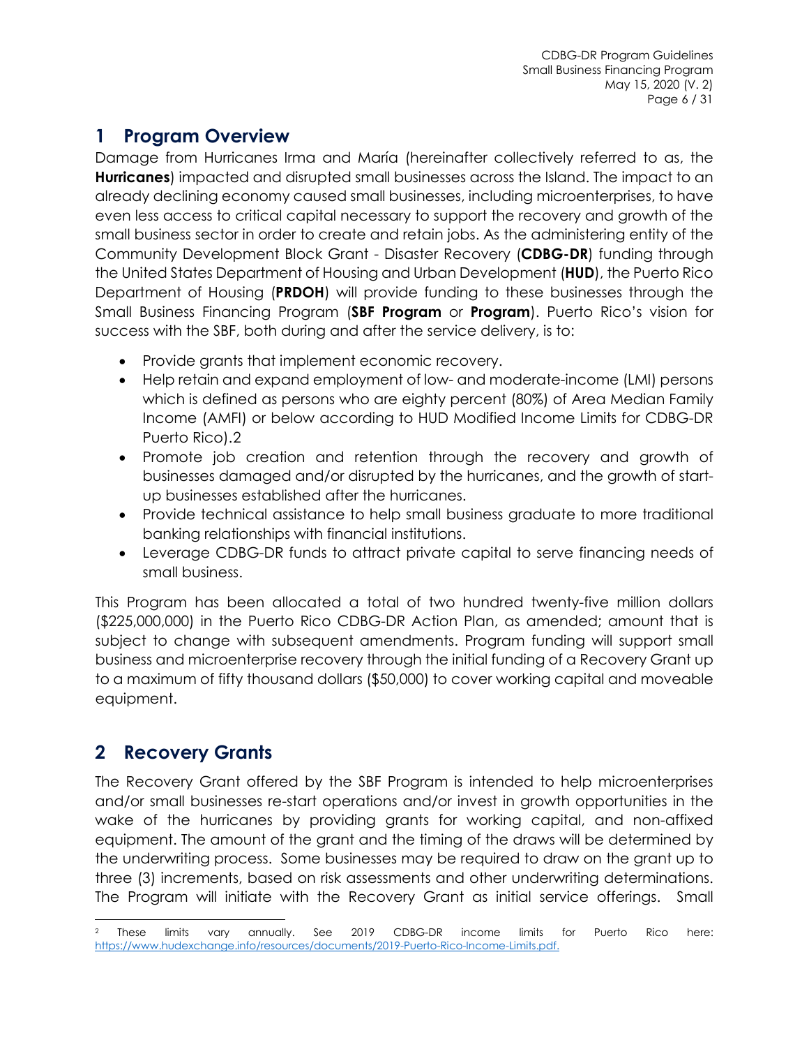# 1 Program Overview

Damage from Hurricanes Irma and María (hereinafter collectively referred to as, the **Hurricanes**) impacted and disrupted small businesses across the Island. The impact to an already declining economy caused small businesses, including microenterprises, to have even less access to critical capital necessary to support the recovery and growth of the small business sector in order to create and retain jobs. As the administering entity of the Community Development Block Grant - Disaster Recovery (**CDBG-DR**) funding through the United States Department of Housing and Urban Development (**HUD**), the Puerto Rico Department of Housing (**PRDOH**) will provide funding to these businesses through the Small Business Financing Program (**SBF Program** or **Program**). Puerto Rico's vision for success with the SBF, both during and after the service delivery, is to:

- Provide grants that implement economic recovery.
- Help retain and expand employment of low- and moderate-income (LMI) persons which is defined as persons who are eighty percent (80%) of Area Median Family Income (AMFI) or below according to HUD Modified Income Limits for CDBG-DR Puerto Rico).[2]
- Promote job creation and retention through the recovery and growth of businesses damaged and/or disrupted by the hurricanes, and the growth of start-up businesses established after the hurricanes.
- Provide technical assistance to help small business graduate to more traditional banking relationships with financial institutions.
- Leverage CDBG-DR funds to attract private capital to serve financing needs of small business.

This Program has been allocated a total of two hundred twenty-five million dollars ($225,000,000) in the Puerto Rico CDBG-DR Action Plan, as amended; amount that is subject to change with subsequent amendments. Program funding will support small business and microenterprise recovery through the initial funding of a Recovery Grant up to a maximum of fifty thousand dollars ($50,000) to cover working capital and moveable equipment.

# 2 Recovery Grants

The Recovery Grant offered by the SBF Program is intended to help microenterprises and/or small businesses re-start operations and/or invest in growth opportunities in the wake of the hurricanes by providing grants for working capital, and non-affixed equipment. The amount of the grant and the timing of the draws will be determined by the underwriting process. Some businesses may be required to draw on the grant up to three (3) increments, based on risk assessments and other underwriting determinations. The Program will initiate with the Recovery Grant as initial service offerings. Small

---

[2] These limits vary annually. See 2019 CDBG-DR income limits for Puerto Rico here: https://www.hudexchange.info/resources/documents/2019-Puerto-Rico-Income-Limits.pdf.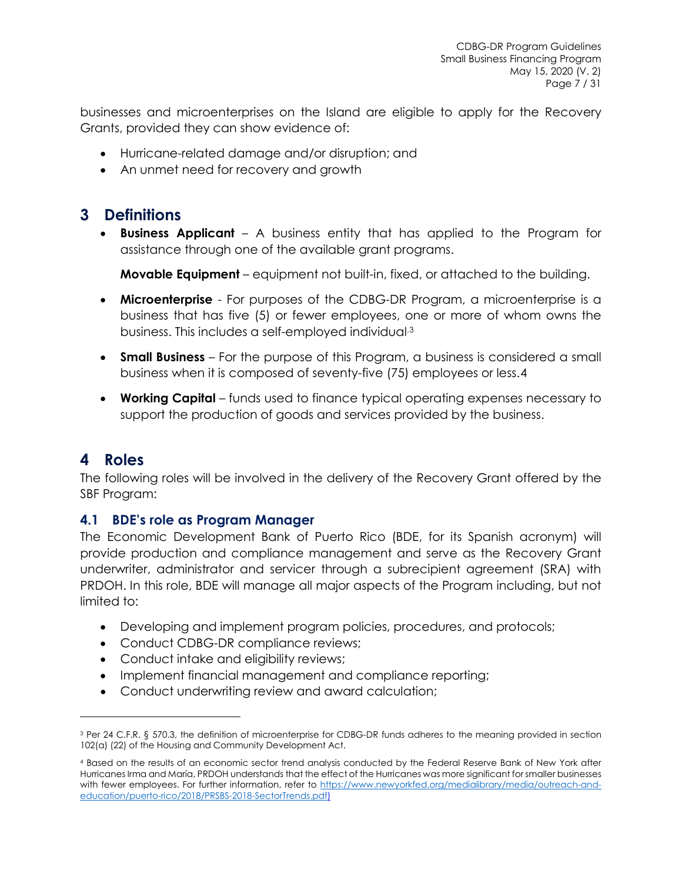businesses and microenterprises on the Island are eligible to apply for the Recovery Grants, provided they can show evidence of:

- Hurricane-related damage and/or disruption; and
- An unmet need for recovery and growth

# 3 Definitions

- **Business Applicant** – A business entity that has applied to the Program for assistance through one of the available grant programs.

  **Movable Equipment** – equipment not built-in, fixed, or attached to the building.

- **Microenterprise** - For purposes of the CDBG-DR Program, a microenterprise is a business that has five (5) or fewer employees, one or more of whom owns the business. This includes a self-employed individual.[3]

- **Small Business** – For the purpose of this Program, a business is considered a small business when it is composed of seventy-five (75) employees or less.[4]

- **Working Capital** – funds used to finance typical operating expenses necessary to support the production of goods and services provided by the business.

# 4 Roles

The following roles will be involved in the delivery of the Recovery Grant offered by the SBF Program:

## 4.1 BDE's role as Program Manager

The Economic Development Bank of Puerto Rico (BDE, for its Spanish acronym) will provide production and compliance management and serve as the Recovery Grant underwriter, administrator and servicer through a subrecipient agreement (SRA) with PRDOH. In this role, BDE will manage all major aspects of the Program including, but not limited to:

- Developing and implement program policies, procedures, and protocols;
- Conduct CDBG-DR compliance reviews;
- Conduct intake and eligibility reviews;
- Implement financial management and compliance reporting;
- Conduct underwriting review and award calculation;

---

[3] Per 24 C.F.R. § 570.3, the definition of microenterprise for CDBG-DR funds adheres to the meaning provided in section 102(a) (22) of the Housing and Community Development Act.

[4] Based on the results of an economic sector trend analysis conducted by the Federal Reserve Bank of New York after Hurricanes Irma and María, PRDOH understands that the effect of the Hurricanes was more significant for smaller businesses with fewer employees. For further information, refer to https://www.newyorkfed.org/medialibrary/media/outreach-and-education/puerto-rico/2018/PRSBS-2018-SectorTrends.pdf)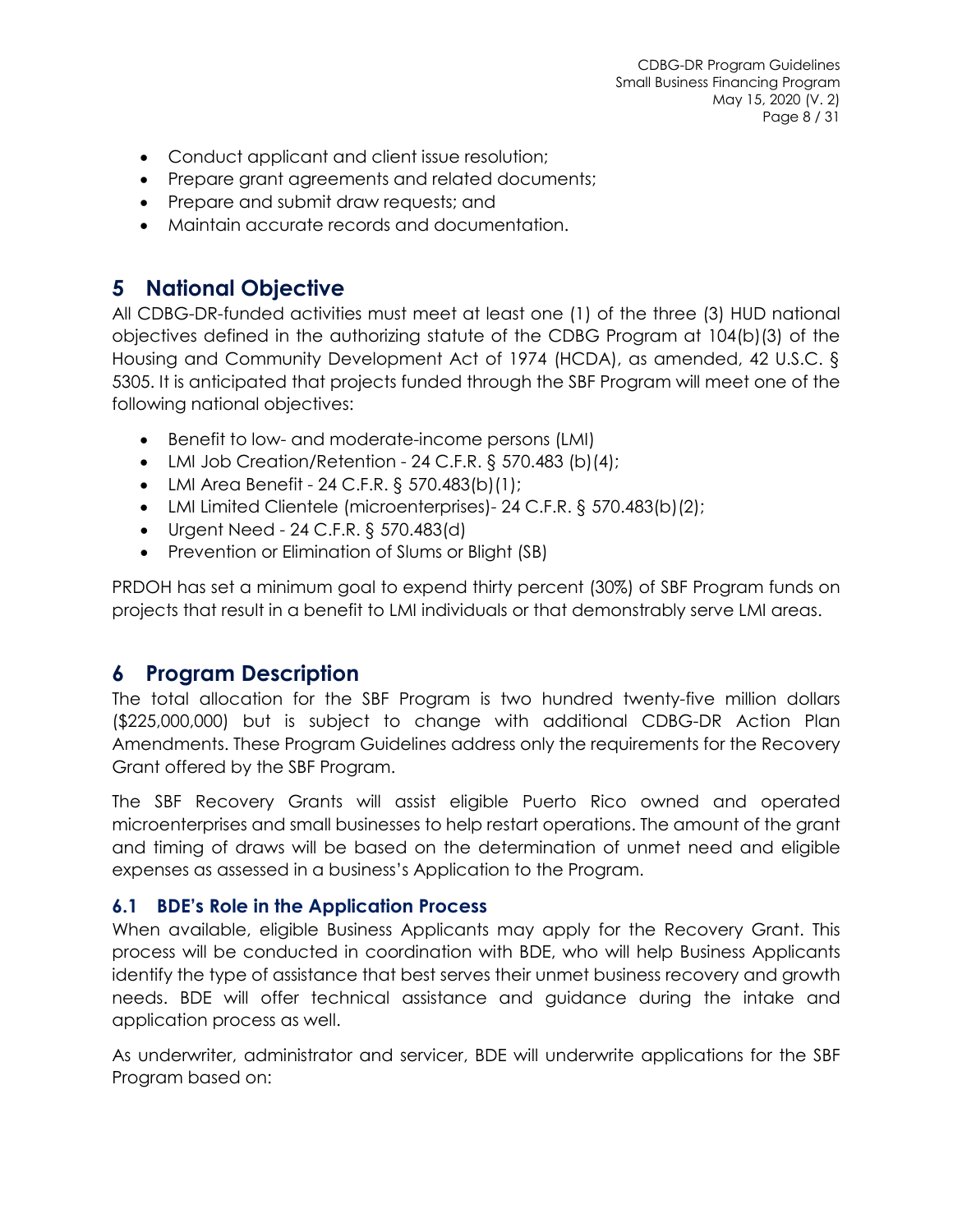- Conduct applicant and client issue resolution;
- Prepare grant agreements and related documents;
- Prepare and submit draw requests; and
- Maintain accurate records and documentation.

# 5 National Objective

All CDBG-DR-funded activities must meet at least one (1) of the three (3) HUD national objectives defined in the authorizing statute of the CDBG Program at 104(b)(3) of the Housing and Community Development Act of 1974 (HCDA), as amended, 42 U.S.C. § 5305. It is anticipated that projects funded through the SBF Program will meet one of the following national objectives:

- Benefit to low- and moderate-income persons (LMI)
- LMI Job Creation/Retention - 24 C.F.R. § 570.483 (b)(4);
- LMI Area Benefit - 24 C.F.R. § 570.483(b)(1);
- LMI Limited Clientele (microenterprises)- 24 C.F.R. § 570.483(b)(2);
- Urgent Need - 24 C.F.R. § 570.483(d)
- Prevention or Elimination of Slums or Blight (SB)

PRDOH has set a minimum goal to expend thirty percent (30%) of SBF Program funds on projects that result in a benefit to LMI individuals or that demonstrably serve LMI areas.

# 6 Program Description

The total allocation for the SBF Program is two hundred twenty-five million dollars ($225,000,000) but is subject to change with additional CDBG-DR Action Plan Amendments. These Program Guidelines address only the requirements for the Recovery Grant offered by the SBF Program.

The SBF Recovery Grants will assist eligible Puerto Rico owned and operated microenterprises and small businesses to help restart operations. The amount of the grant and timing of draws will be based on the determination of unmet need and eligible expenses as assessed in a business's Application to the Program.

## 6.1 BDE's Role in the Application Process

When available, eligible Business Applicants may apply for the Recovery Grant. This process will be conducted in coordination with BDE, who will help Business Applicants identify the type of assistance that best serves their unmet business recovery and growth needs. BDE will offer technical assistance and guidance during the intake and application process as well.

As underwriter, administrator and servicer, BDE will underwrite applications for the SBF Program based on: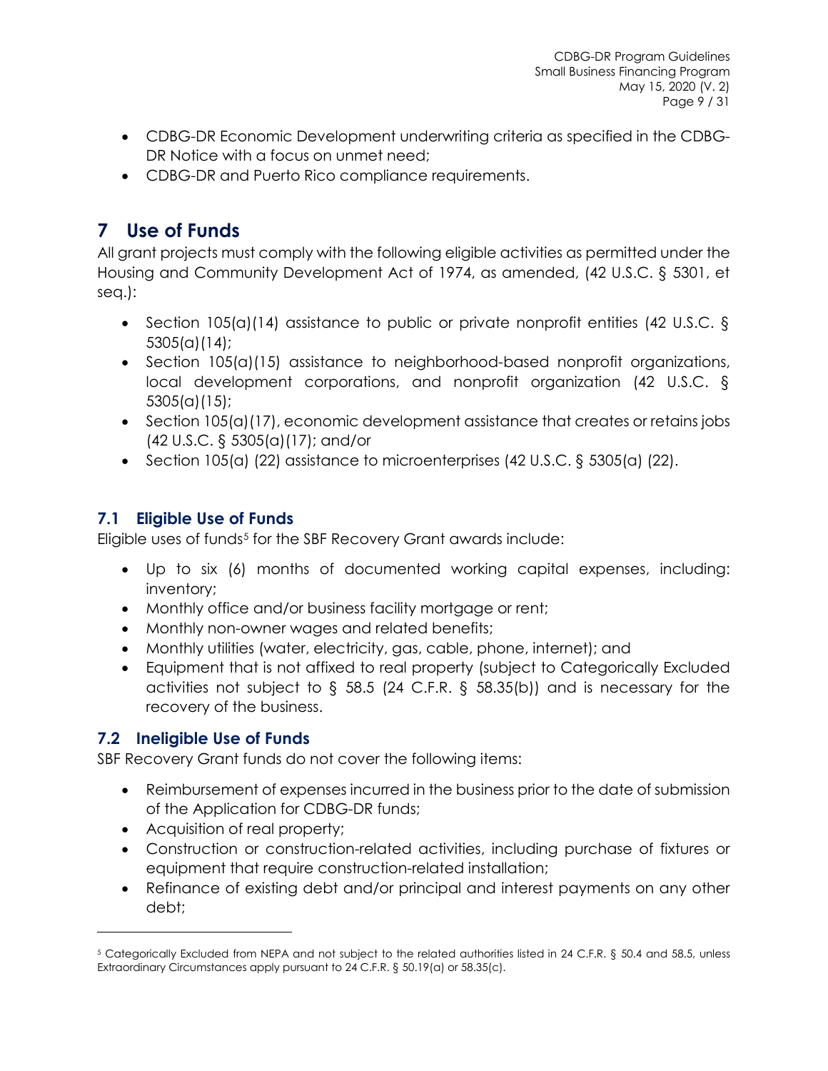- CDBG-DR Economic Development underwriting criteria as specified in the CDBG-DR Notice with a focus on unmet need;
- CDBG-DR and Puerto Rico compliance requirements.

# 7 Use of Funds

All grant projects must comply with the following eligible activities as permitted under the Housing and Community Development Act of 1974, as amended, (42 U.S.C. § 5301, et seq.):

- Section 105(a)(14) assistance to public or private nonprofit entities (42 U.S.C. § 5305(a)(14);
- Section 105(a)(15) assistance to neighborhood-based nonprofit organizations, local development corporations, and nonprofit organization (42 U.S.C. § 5305(a)(15);
- Section 105(a)(17), economic development assistance that creates or retains jobs (42 U.S.C. § 5305(a)(17); and/or
- Section 105(a) (22) assistance to microenterprises (42 U.S.C. § 5305(a) (22).

## 7.1 Eligible Use of Funds

Eligible uses of funds[5] for the SBF Recovery Grant awards include:

- Up to six (6) months of documented working capital expenses, including: inventory;
- Monthly office and/or business facility mortgage or rent;
- Monthly non-owner wages and related benefits;
- Monthly utilities (water, electricity, gas, cable, phone, internet); and
- Equipment that is not affixed to real property (subject to Categorically Excluded activities not subject to § 58.5 (24 C.F.R. § 58.35(b)) and is necessary for the recovery of the business.

## 7.2 Ineligible Use of Funds

SBF Recovery Grant funds do not cover the following items:

- Reimbursement of expenses incurred in the business prior to the date of submission of the Application for CDBG-DR funds;
- Acquisition of real property;
- Construction or construction-related activities, including purchase of fixtures or equipment that require construction-related installation;
- Refinance of existing debt and/or principal and interest payments on any other debt;

[5] Categorically Excluded from NEPA and not subject to the related authorities listed in 24 C.F.R. § 50.4 and 58.5, unless Extraordinary Circumstances apply pursuant to 24 C.F.R. § 50.19(a) or 58.35(c).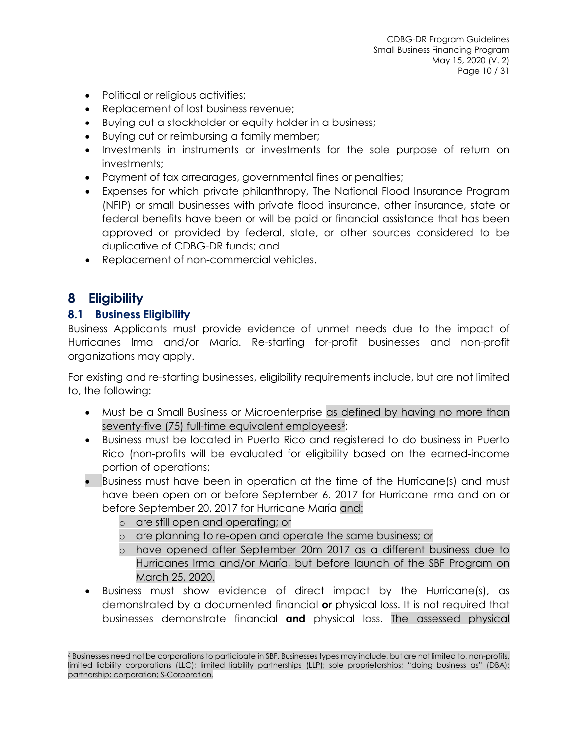- Political or religious activities;
- Replacement of lost business revenue;
- Buying out a stockholder or equity holder in a business;
- Buying out or reimbursing a family member;
- Investments in instruments or investments for the sole purpose of return on investments;
- Payment of tax arrearages, governmental fines or penalties;
- Expenses for which private philanthropy, The National Flood Insurance Program (NFIP) or small businesses with private flood insurance, other insurance, state or federal benefits have been or will be paid or financial assistance that has been approved or provided by federal, state, or other sources considered to be duplicative of CDBG-DR funds; and
- Replacement of non-commercial vehicles.

# 8 Eligibility

## 8.1 Business Eligibility

Business Applicants must provide evidence of unmet needs due to the impact of Hurricanes Irma and/or María. Re-starting for-profit businesses and non-profit organizations may apply.

For existing and re-starting businesses, eligibility requirements include, but are not limited to, the following:

- Must be a Small Business or Microenterprise as defined by having no more than seventy-five (75) full-time equivalent employees[6];
- Business must be located in Puerto Rico and registered to do business in Puerto Rico (non-profits will be evaluated for eligibility based on the earned-income portion of operations;
- Business must have been in operation at the time of the Hurricane(s) and must have been open on or before September 6, 2017 for Hurricane Irma and on or before September 20, 2017 for Hurricane María and:
  - are still open and operating; or
  - are planning to re-open and operate the same business; or
  - have opened after September 20m 2017 as a different business due to Hurricanes Irma and/or María, but before launch of the SBF Program on March 25, 2020.
- Business must show evidence of direct impact by the Hurricane(s), as demonstrated by a documented financial **or** physical loss. It is not required that businesses demonstrate financial **and** physical loss. The assessed physical

[6] Businesses need not be corporations to participate in SBF. Businesses types may include, but are not limited to, non-profits, limited liability corporations (LLC); limited liability partnerships (LLP); sole proprietorships; "doing business as" (DBA); partnership; corporation; S-Corporation.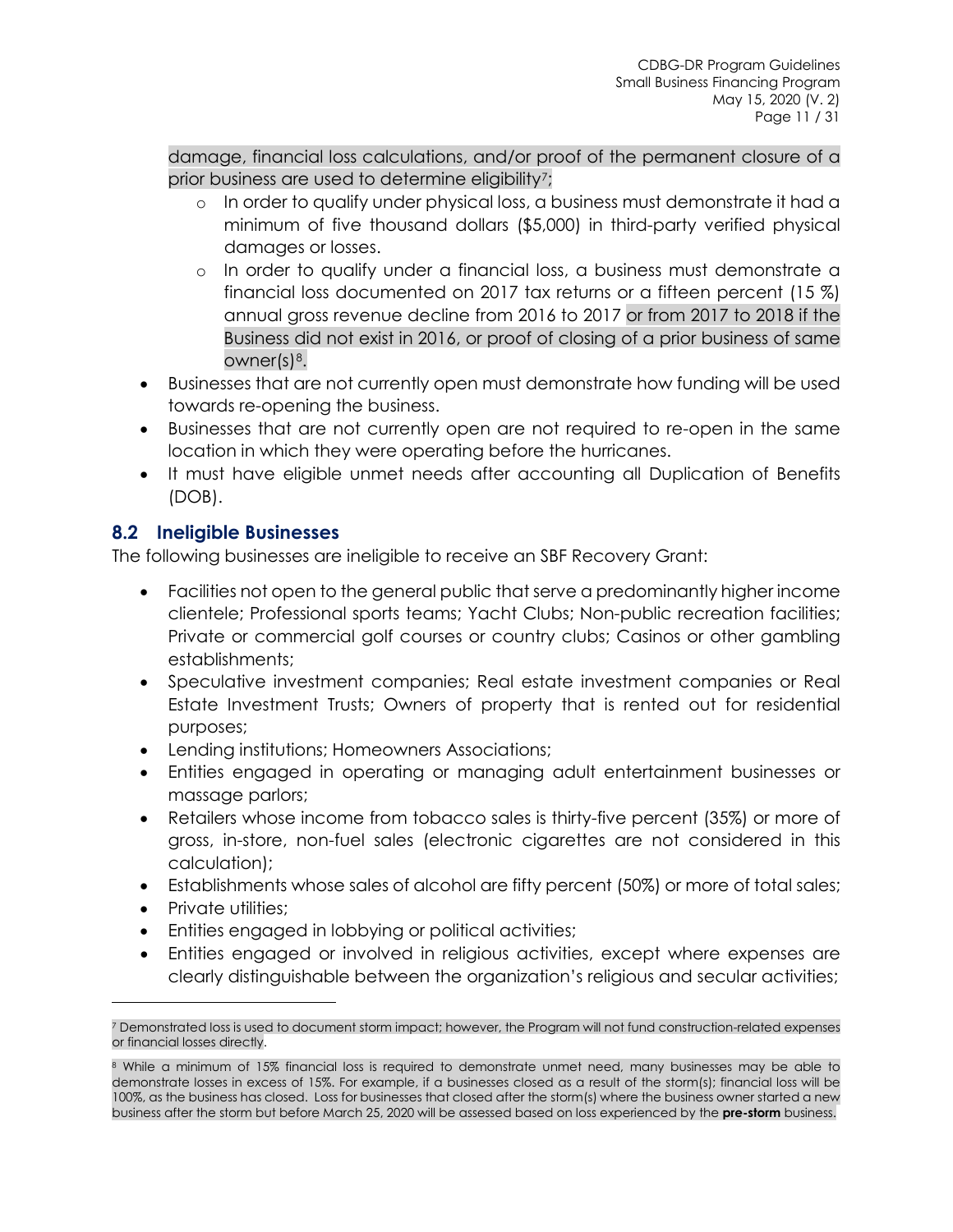damage, financial loss calculations, and/or proof of the permanent closure of a prior business are used to determine eligibility[7];

  - In order to qualify under physical loss, a business must demonstrate it had a minimum of five thousand dollars ($5,000) in third-party verified physical damages or losses.
  - In order to qualify under a financial loss, a business must demonstrate a financial loss documented on 2017 tax returns or a fifteen percent (15 %) annual gross revenue decline from 2016 to 2017 or from 2017 to 2018 if the Business did not exist in 2016, or proof of closing of a prior business of same owner(s)[8].
- Businesses that are not currently open must demonstrate how funding will be used towards re-opening the business.
- Businesses that are not currently open are not required to re-open in the same location in which they were operating before the hurricanes.
- It must have eligible unmet needs after accounting all Duplication of Benefits (DOB).

## 8.2 Ineligible Businesses

The following businesses are ineligible to receive an SBF Recovery Grant:

- Facilities not open to the general public that serve a predominantly higher income clientele; Professional sports teams; Yacht Clubs; Non-public recreation facilities; Private or commercial golf courses or country clubs; Casinos or other gambling establishments;
- Speculative investment companies; Real estate investment companies or Real Estate Investment Trusts; Owners of property that is rented out for residential purposes;
- Lending institutions; Homeowners Associations;
- Entities engaged in operating or managing adult entertainment businesses or massage parlors;
- Retailers whose income from tobacco sales is thirty-five percent (35%) or more of gross, in-store, non-fuel sales (electronic cigarettes are not considered in this calculation);
- Establishments whose sales of alcohol are fifty percent (50%) or more of total sales;
- Private utilities;
- Entities engaged in lobbying or political activities;
- Entities engaged or involved in religious activities, except where expenses are clearly distinguishable between the organization's religious and secular activities;

---

[7] Demonstrated loss is used to document storm impact; however, the Program will not fund construction-related expenses or financial losses directly.

[8] While a minimum of 15% financial loss is required to demonstrate unmet need, many businesses may be able to demonstrate losses in excess of 15%. For example, if a businesses closed as a result of the storm(s); financial loss will be 100%, as the business has closed. Loss for businesses that closed after the storm(s) where the business owner started a new business after the storm but before March 25, 2020 will be assessed based on loss experienced by the **pre-storm** business.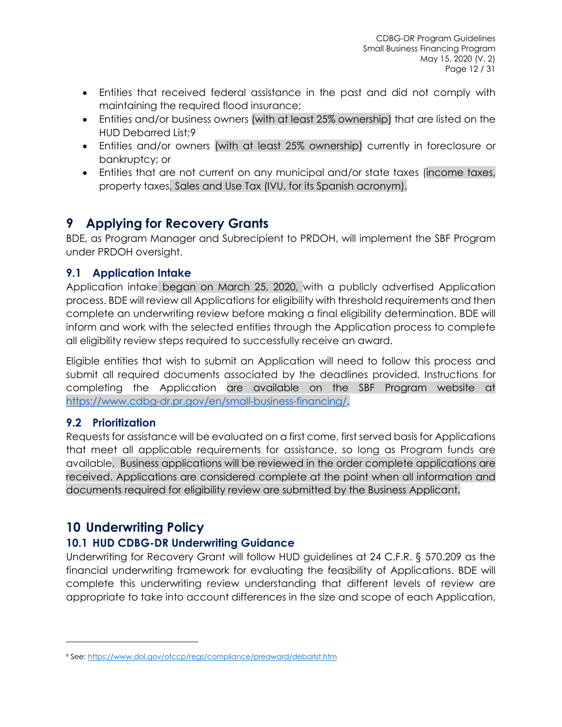- Entities that received federal assistance in the past and did not comply with maintaining the required flood insurance;
- Entities and/or business owners (with at least 25% ownership) that are listed on the HUD Debarred List;[9]
- Entities and/or owners (with at least 25% ownership) currently in foreclosure or bankruptcy; or
- Entities that are not current on any municipal and/or state taxes (income taxes, property taxes, Sales and Use Tax (IVU, for its Spanish acronym).

# 9 Applying for Recovery Grants

BDE, as Program Manager and Subrecipient to PRDOH, will implement the SBF Program under PRDOH oversight.

## 9.1 Application Intake

Application intake began on March 25, 2020, with a publicly advertised Application process. BDE will review all Applications for eligibility with threshold requirements and then complete an underwriting review before making a final eligibility determination. BDE will inform and work with the selected entities through the Application process to complete all eligibility review steps required to successfully receive an award.

Eligible entities that wish to submit an Application will need to follow this process and submit all required documents associated by the deadlines provided. Instructions for completing the Application are available on the SBF Program website at https://www.cdbg-dr.pr.gov/en/small-business-financing/.

## 9.2 Prioritization

Requests for assistance will be evaluated on a first come, first served basis for Applications that meet all applicable requirements for assistance, so long as Program funds are available. Business applications will be reviewed in the order complete applications are received. Applications are considered complete at the point when all information and documents required for eligibility review are submitted by the Business Applicant.

# 10 Underwriting Policy

## 10.1 HUD CDBG-DR Underwriting Guidance

Underwriting for Recovery Grant will follow HUD guidelines at 24 C.F.R. § 570.209 as the financial underwriting framework for evaluating the feasibility of Applications. BDE will complete this underwriting review understanding that different levels of review are appropriate to take into account differences in the size and scope of each Application,

---

[9] See: https://www.dol.gov/ofccp/regs/compliance/preaward/debarlst.htm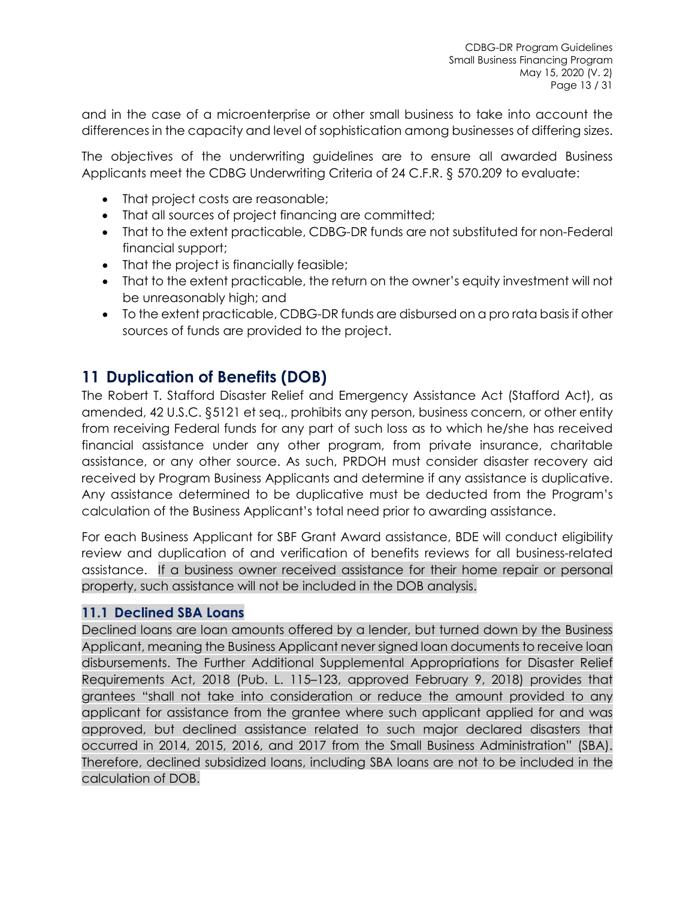and in the case of a microenterprise or other small business to take into account the differences in the capacity and level of sophistication among businesses of differing sizes.

The objectives of the underwriting guidelines are to ensure all awarded Business Applicants meet the CDBG Underwriting Criteria of 24 C.F.R. § 570.209 to evaluate:

- That project costs are reasonable;
- That all sources of project financing are committed;
- That to the extent practicable, CDBG-DR funds are not substituted for non-Federal financial support;
- That the project is financially feasible;
- That to the extent practicable, the return on the owner's equity investment will not be unreasonably high; and
- To the extent practicable, CDBG-DR funds are disbursed on a pro rata basis if other sources of funds are provided to the project.

# 11 Duplication of Benefits (DOB)

The Robert T. Stafford Disaster Relief and Emergency Assistance Act (Stafford Act), as amended, 42 U.S.C. §5121 et seq., prohibits any person, business concern, or other entity from receiving Federal funds for any part of such loss as to which he/she has received financial assistance under any other program, from private insurance, charitable assistance, or any other source. As such, PRDOH must consider disaster recovery aid received by Program Business Applicants and determine if any assistance is duplicative. Any assistance determined to be duplicative must be deducted from the Program's calculation of the Business Applicant's total need prior to awarding assistance.

For each Business Applicant for SBF Grant Award assistance, BDE will conduct eligibility review and duplication of and verification of benefits reviews for all business-related assistance. If a business owner received assistance for their home repair or personal property, such assistance will not be included in the DOB analysis.

## 11.1 Declined SBA Loans

Declined loans are loan amounts offered by a lender, but turned down by the Business Applicant, meaning the Business Applicant never signed loan documents to receive loan disbursements. The Further Additional Supplemental Appropriations for Disaster Relief Requirements Act, 2018 (Pub. L. 115–123, approved February 9, 2018) provides that grantees "shall not take into consideration or reduce the amount provided to any applicant for assistance from the grantee where such applicant applied for and was approved, but declined assistance related to such major declared disasters that occurred in 2014, 2015, 2016, and 2017 from the Small Business Administration" (SBA). Therefore, declined subsidized loans, including SBA loans are not to be included in the calculation of DOB.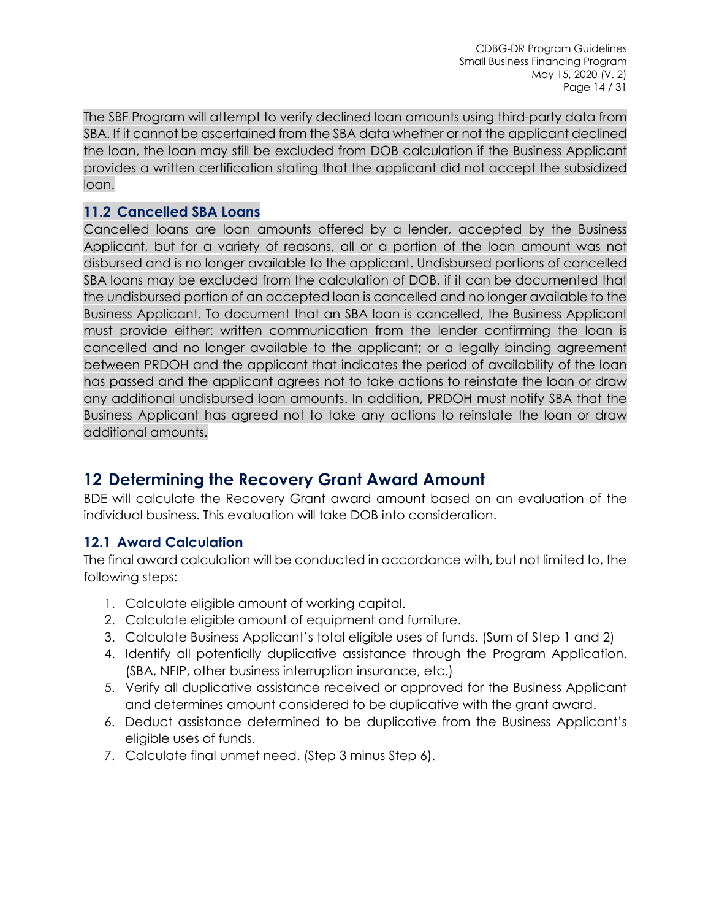The SBF Program will attempt to verify declined loan amounts using third-party data from SBA. If it cannot be ascertained from the SBA data whether or not the applicant declined the loan, the loan may still be excluded from DOB calculation if the Business Applicant provides a written certification stating that the applicant did not accept the subsidized loan.

### 11.2 Cancelled SBA Loans

Cancelled loans are loan amounts offered by a lender, accepted by the Business Applicant, but for a variety of reasons, all or a portion of the loan amount was not disbursed and is no longer available to the applicant. Undisbursed portions of cancelled SBA loans may be excluded from the calculation of DOB, if it can be documented that the undisbursed portion of an accepted loan is cancelled and no longer available to the Business Applicant. To document that an SBA loan is cancelled, the Business Applicant must provide either: written communication from the lender confirming the loan is cancelled and no longer available to the applicant; or a legally binding agreement between PRDOH and the applicant that indicates the period of availability of the loan has passed and the applicant agrees not to take actions to reinstate the loan or draw any additional undisbursed loan amounts. In addition, PRDOH must notify SBA that the Business Applicant has agreed not to take any actions to reinstate the loan or draw additional amounts.

## 12 Determining the Recovery Grant Award Amount

BDE will calculate the Recovery Grant award amount based on an evaluation of the individual business. This evaluation will take DOB into consideration.

### 12.1 Award Calculation

The final award calculation will be conducted in accordance with, but not limited to, the following steps:

1. Calculate eligible amount of working capital.
2. Calculate eligible amount of equipment and furniture.
3. Calculate Business Applicant's total eligible uses of funds. (Sum of Step 1 and 2)
4. Identify all potentially duplicative assistance through the Program Application. (SBA, NFIP, other business interruption insurance, etc.)
5. Verify all duplicative assistance received or approved for the Business Applicant and determines amount considered to be duplicative with the grant award.
6. Deduct assistance determined to be duplicative from the Business Applicant's eligible uses of funds.
7. Calculate final unmet need. (Step 3 minus Step 6).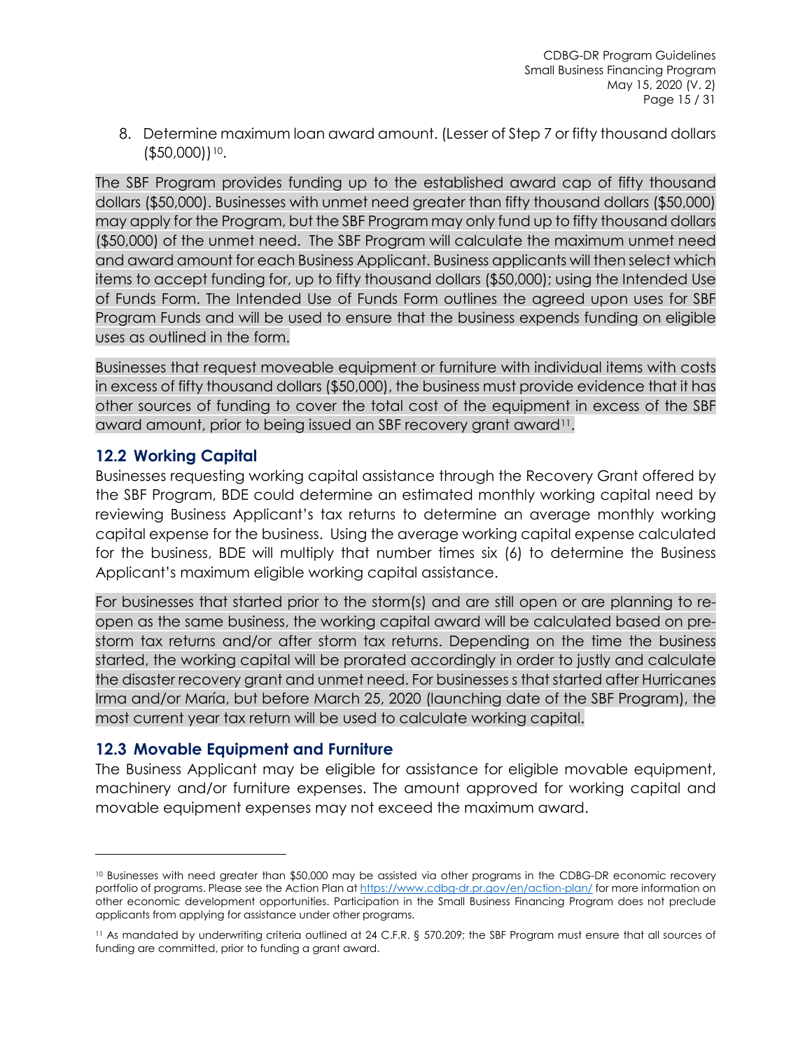8. Determine maximum loan award amount. (Lesser of Step 7 or fifty thousand dollars ($50,000))[10].

The SBF Program provides funding up to the established award cap of fifty thousand dollars ($50,000). Businesses with unmet need greater than fifty thousand dollars ($50,000) may apply for the Program, but the SBF Program may only fund up to fifty thousand dollars ($50,000) of the unmet need. The SBF Program will calculate the maximum unmet need and award amount for each Business Applicant. Business applicants will then select which items to accept funding for, up to fifty thousand dollars ($50,000); using the Intended Use of Funds Form. The Intended Use of Funds Form outlines the agreed upon uses for SBF Program Funds and will be used to ensure that the business expends funding on eligible uses as outlined in the form.

Businesses that request moveable equipment or furniture with individual items with costs in excess of fifty thousand dollars ($50,000), the business must provide evidence that it has other sources of funding to cover the total cost of the equipment in excess of the SBF award amount, prior to being issued an SBF recovery grant award[11].

## 12.2 Working Capital

Businesses requesting working capital assistance through the Recovery Grant offered by the SBF Program, BDE could determine an estimated monthly working capital need by reviewing Business Applicant's tax returns to determine an average monthly working capital expense for the business. Using the average working capital expense calculated for the business, BDE will multiply that number times six (6) to determine the Business Applicant's maximum eligible working capital assistance.

For businesses that started prior to the storm(s) and are still open or are planning to re-open as the same business, the working capital award will be calculated based on pre-storm tax returns and/or after storm tax returns. Depending on the time the business started, the working capital will be prorated accordingly in order to justly and calculate the disaster recovery grant and unmet need. For businesses s that started after Hurricanes Irma and/or María, but before March 25, 2020 (launching date of the SBF Program), the most current year tax return will be used to calculate working capital.

## 12.3 Movable Equipment and Furniture

The Business Applicant may be eligible for assistance for eligible movable equipment, machinery and/or furniture expenses. The amount approved for working capital and movable equipment expenses may not exceed the maximum award.

---

[10] Businesses with need greater than $50,000 may be assisted via other programs in the CDBG-DR economic recovery portfolio of programs. Please see the Action Plan at https://www.cdbg-dr.pr.gov/en/action-plan/ for more information on other economic development opportunities. Participation in the Small Business Financing Program does not preclude applicants from applying for assistance under other programs.

[11] As mandated by underwriting criteria outlined at 24 C.F.R. § 570.209; the SBF Program must ensure that all sources of funding are committed, prior to funding a grant award.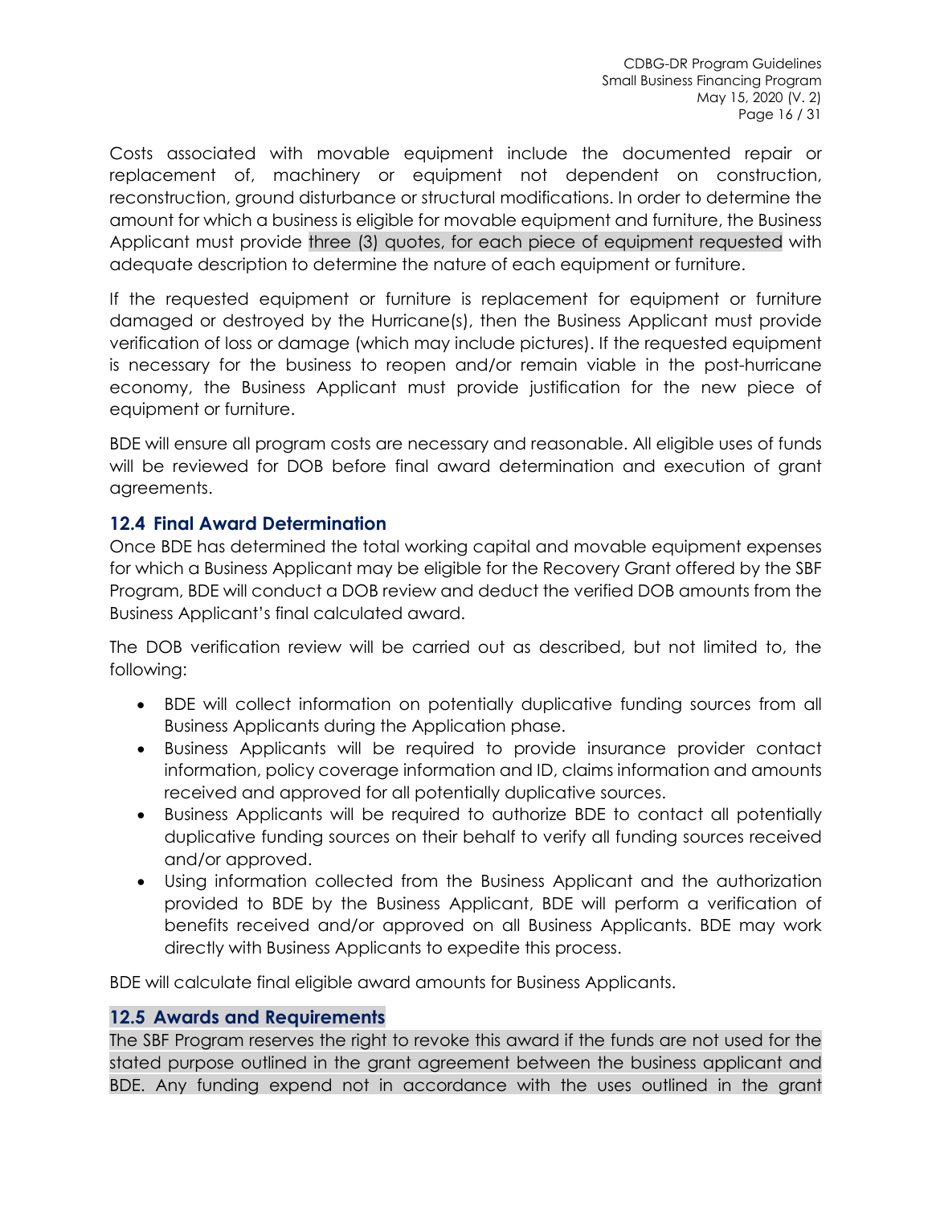Costs associated with movable equipment include the documented repair or replacement of, machinery or equipment not dependent on construction, reconstruction, ground disturbance or structural modifications. In order to determine the amount for which a business is eligible for movable equipment and furniture, the Business Applicant must provide three (3) quotes, for each piece of equipment requested with adequate description to determine the nature of each equipment or furniture.

If the requested equipment or furniture is replacement for equipment or furniture damaged or destroyed by the Hurricane(s), then the Business Applicant must provide verification of loss or damage (which may include pictures). If the requested equipment is necessary for the business to reopen and/or remain viable in the post-hurricane economy, the Business Applicant must provide justification for the new piece of equipment or furniture.

BDE will ensure all program costs are necessary and reasonable. All eligible uses of funds will be reviewed for DOB before final award determination and execution of grant agreements.

## 12.4 Final Award Determination

Once BDE has determined the total working capital and movable equipment expenses for which a Business Applicant may be eligible for the Recovery Grant offered by the SBF Program, BDE will conduct a DOB review and deduct the verified DOB amounts from the Business Applicant's final calculated award.

The DOB verification review will be carried out as described, but not limited to, the following:

- BDE will collect information on potentially duplicative funding sources from all Business Applicants during the Application phase.
- Business Applicants will be required to provide insurance provider contact information, policy coverage information and ID, claims information and amounts received and approved for all potentially duplicative sources.
- Business Applicants will be required to authorize BDE to contact all potentially duplicative funding sources on their behalf to verify all funding sources received and/or approved.
- Using information collected from the Business Applicant and the authorization provided to BDE by the Business Applicant, BDE will perform a verification of benefits received and/or approved on all Business Applicants. BDE may work directly with Business Applicants to expedite this process.

BDE will calculate final eligible award amounts for Business Applicants.

## 12.5 Awards and Requirements

The SBF Program reserves the right to revoke this award if the funds are not used for the stated purpose outlined in the grant agreement between the business applicant and BDE. Any funding expend not in accordance with the uses outlined in the grant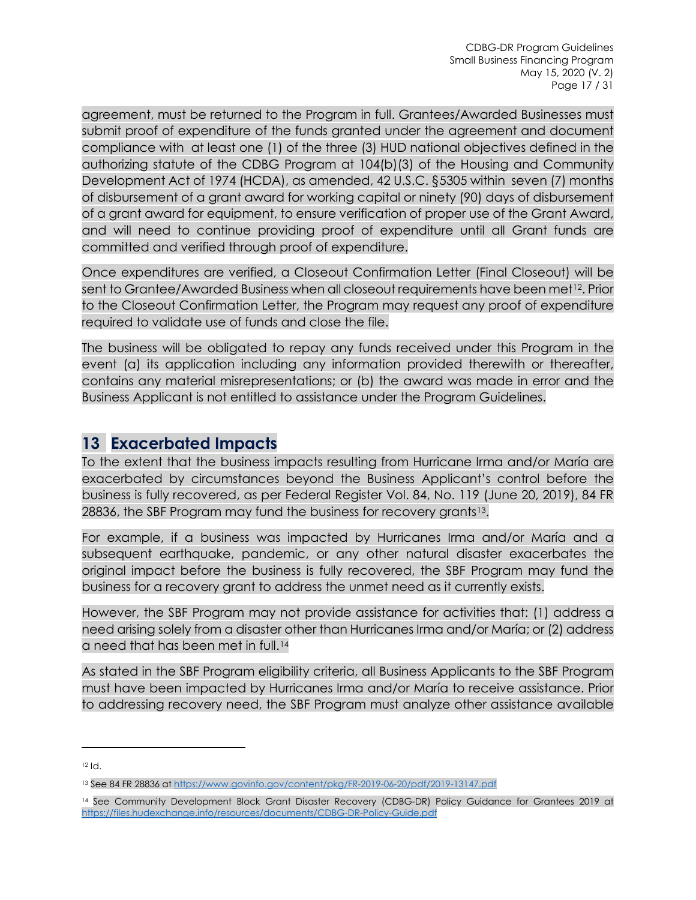agreement, must be returned to the Program in full. Grantees/Awarded Businesses must submit proof of expenditure of the funds granted under the agreement and document compliance with at least one (1) of the three (3) HUD national objectives defined in the authorizing statute of the CDBG Program at 104(b)(3) of the Housing and Community Development Act of 1974 (HCDA), as amended, 42 U.S.C. §5305 within seven (7) months of disbursement of a grant award for working capital or ninety (90) days of disbursement of a grant award for equipment, to ensure verification of proper use of the Grant Award, and will need to continue providing proof of expenditure until all Grant funds are committed and verified through proof of expenditure.

Once expenditures are verified, a Closeout Confirmation Letter (Final Closeout) will be sent to Grantee/Awarded Business when all closeout requirements have been met[12]. Prior to the Closeout Confirmation Letter, the Program may request any proof of expenditure required to validate use of funds and close the file.

The business will be obligated to repay any funds received under this Program in the event (a) its application including any information provided therewith or thereafter, contains any material misrepresentations; or (b) the award was made in error and the Business Applicant is not entitled to assistance under the Program Guidelines.

## 13 Exacerbated Impacts

To the extent that the business impacts resulting from Hurricane Irma and/or María are exacerbated by circumstances beyond the Business Applicant's control before the business is fully recovered, as per Federal Register Vol. 84, No. 119 (June 20, 2019), 84 FR 28836, the SBF Program may fund the business for recovery grants[13].

For example, if a business was impacted by Hurricanes Irma and/or María and a subsequent earthquake, pandemic, or any other natural disaster exacerbates the original impact before the business is fully recovered, the SBF Program may fund the business for a recovery grant to address the unmet need as it currently exists.

However, the SBF Program may not provide assistance for activities that: (1) address a need arising solely from a disaster other than Hurricanes Irma and/or María; or (2) address a need that has been met in full.[14]

As stated in the SBF Program eligibility criteria, all Business Applicants to the SBF Program must have been impacted by Hurricanes Irma and/or María to receive assistance. Prior to addressing recovery need, the SBF Program must analyze other assistance available

---

[12] Id.

[13] See 84 FR 28836 at https://www.govinfo.gov/content/pkg/FR-2019-06-20/pdf/2019-13147.pdf

[14] See Community Development Block Grant Disaster Recovery (CDBG-DR) Policy Guidance for Grantees 2019 at https://files.hudexchange.info/resources/documents/CDBG-DR-Policy-Guide.pdf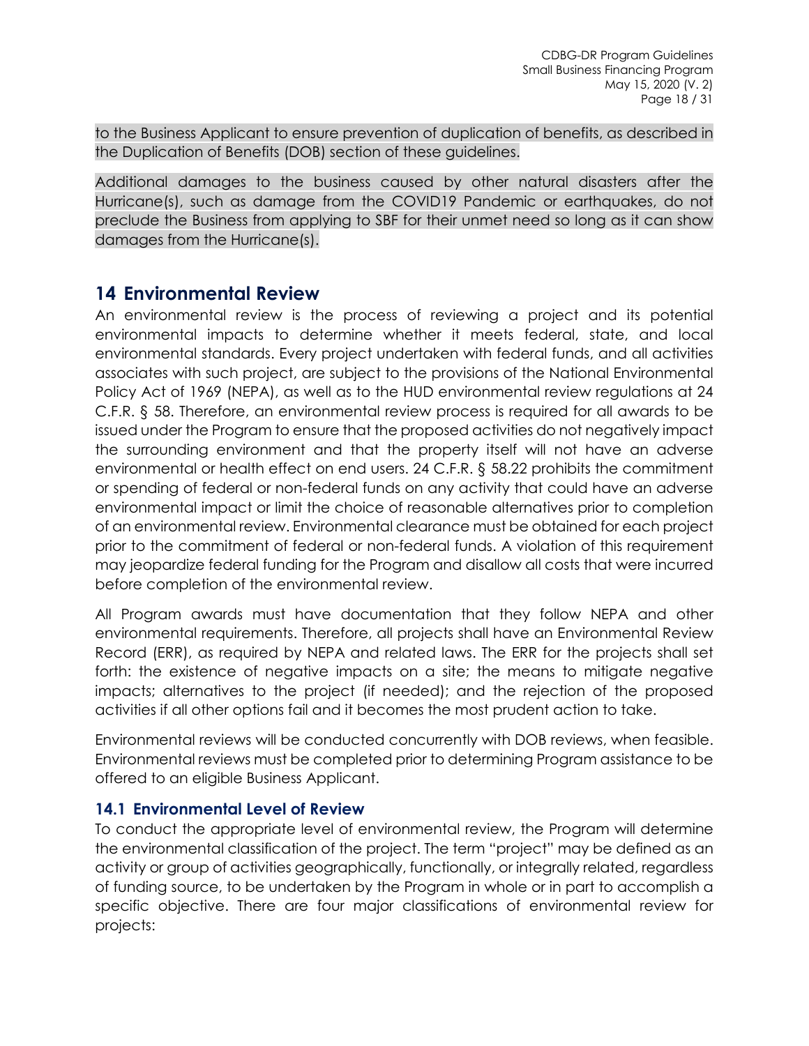to the Business Applicant to ensure prevention of duplication of benefits, as described in the Duplication of Benefits (DOB) section of these guidelines.

Additional damages to the business caused by other natural disasters after the Hurricane(s), such as damage from the COVID19 Pandemic or earthquakes, do not preclude the Business from applying to SBF for their unmet need so long as it can show damages from the Hurricane(s).

# 14 Environmental Review

An environmental review is the process of reviewing a project and its potential environmental impacts to determine whether it meets federal, state, and local environmental standards. Every project undertaken with federal funds, and all activities associates with such project, are subject to the provisions of the National Environmental Policy Act of 1969 (NEPA), as well as to the HUD environmental review regulations at 24 C.F.R. § 58. Therefore, an environmental review process is required for all awards to be issued under the Program to ensure that the proposed activities do not negatively impact the surrounding environment and that the property itself will not have an adverse environmental or health effect on end users. 24 C.F.R. § 58.22 prohibits the commitment or spending of federal or non-federal funds on any activity that could have an adverse environmental impact or limit the choice of reasonable alternatives prior to completion of an environmental review. Environmental clearance must be obtained for each project prior to the commitment of federal or non-federal funds. A violation of this requirement may jeopardize federal funding for the Program and disallow all costs that were incurred before completion of the environmental review.

All Program awards must have documentation that they follow NEPA and other environmental requirements. Therefore, all projects shall have an Environmental Review Record (ERR), as required by NEPA and related laws. The ERR for the projects shall set forth: the existence of negative impacts on a site; the means to mitigate negative impacts; alternatives to the project (if needed); and the rejection of the proposed activities if all other options fail and it becomes the most prudent action to take.

Environmental reviews will be conducted concurrently with DOB reviews, when feasible. Environmental reviews must be completed prior to determining Program assistance to be offered to an eligible Business Applicant.

## 14.1 Environmental Level of Review

To conduct the appropriate level of environmental review, the Program will determine the environmental classification of the project. The term "project" may be defined as an activity or group of activities geographically, functionally, or integrally related, regardless of funding source, to be undertaken by the Program in whole or in part to accomplish a specific objective. There are four major classifications of environmental review for projects: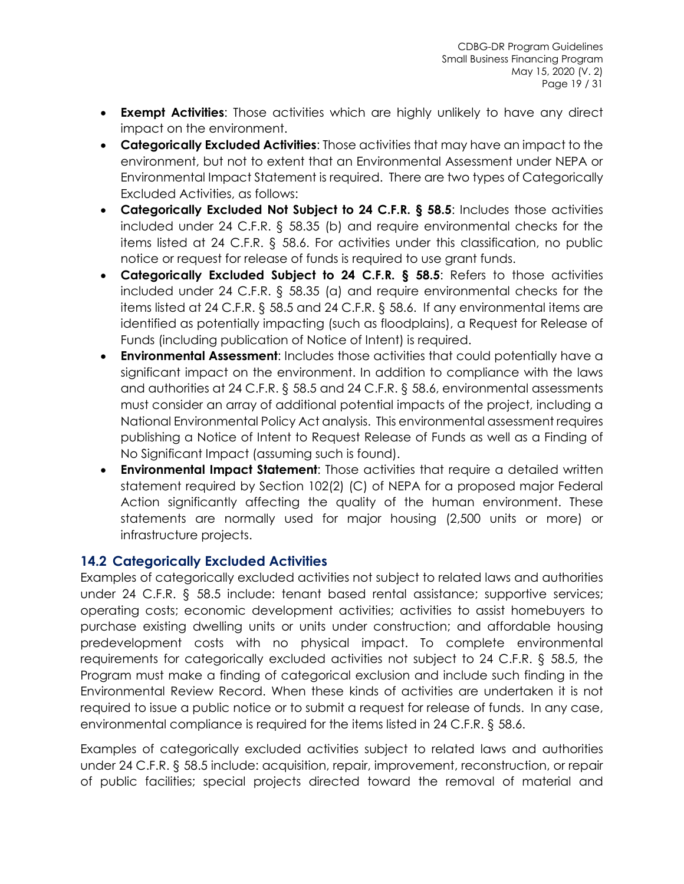- **Exempt Activities**: Those activities which are highly unlikely to have any direct impact on the environment.
- **Categorically Excluded Activities**: Those activities that may have an impact to the environment, but not to extent that an Environmental Assessment under NEPA or Environmental Impact Statement is required. There are two types of Categorically Excluded Activities, as follows:
- **Categorically Excluded Not Subject to 24 C.F.R. § 58.5**: Includes those activities included under 24 C.F.R. § 58.35 (b) and require environmental checks for the items listed at 24 C.F.R. § 58.6. For activities under this classification, no public notice or request for release of funds is required to use grant funds.
- **Categorically Excluded Subject to 24 C.F.R. § 58.5**: Refers to those activities included under 24 C.F.R. § 58.35 (a) and require environmental checks for the items listed at 24 C.F.R. § 58.5 and 24 C.F.R. § 58.6. If any environmental items are identified as potentially impacting (such as floodplains), a Request for Release of Funds (including publication of Notice of Intent) is required.
- **Environmental Assessment**: Includes those activities that could potentially have a significant impact on the environment. In addition to compliance with the laws and authorities at 24 C.F.R. § 58.5 and 24 C.F.R. § 58.6, environmental assessments must consider an array of additional potential impacts of the project, including a National Environmental Policy Act analysis. This environmental assessment requires publishing a Notice of Intent to Request Release of Funds as well as a Finding of No Significant Impact (assuming such is found).
- **Environmental Impact Statement**: Those activities that require a detailed written statement required by Section 102(2) (C) of NEPA for a proposed major Federal Action significantly affecting the quality of the human environment. These statements are normally used for major housing (2,500 units or more) or infrastructure projects.

## 14.2 Categorically Excluded Activities

Examples of categorically excluded activities not subject to related laws and authorities under 24 C.F.R. § 58.5 include: tenant based rental assistance; supportive services; operating costs; economic development activities; activities to assist homebuyers to purchase existing dwelling units or units under construction; and affordable housing predevelopment costs with no physical impact. To complete environmental requirements for categorically excluded activities not subject to 24 C.F.R. § 58.5, the Program must make a finding of categorical exclusion and include such finding in the Environmental Review Record. When these kinds of activities are undertaken it is not required to issue a public notice or to submit a request for release of funds. In any case, environmental compliance is required for the items listed in 24 C.F.R. § 58.6.

Examples of categorically excluded activities subject to related laws and authorities under 24 C.F.R. § 58.5 include: acquisition, repair, improvement, reconstruction, or repair of public facilities; special projects directed toward the removal of material and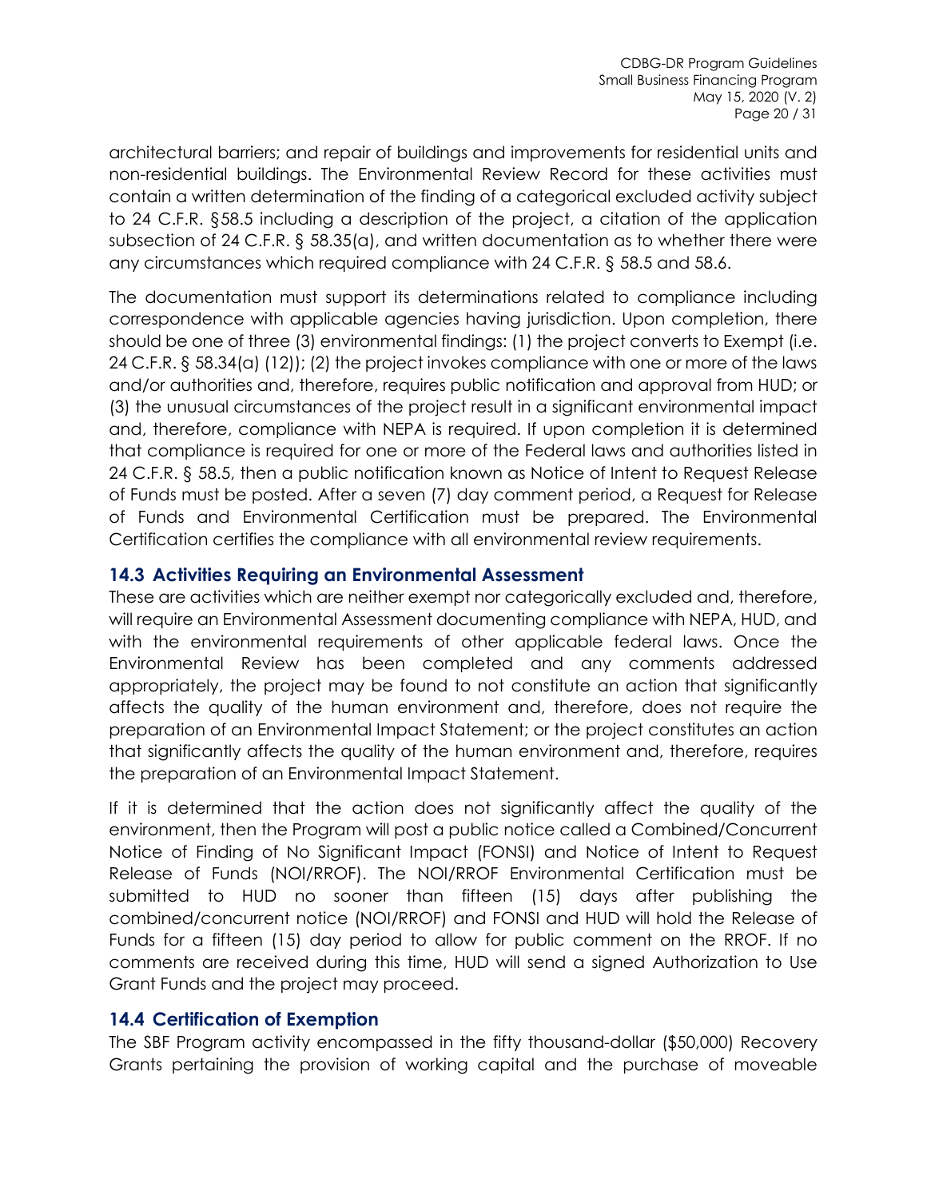architectural barriers; and repair of buildings and improvements for residential units and non-residential buildings. The Environmental Review Record for these activities must contain a written determination of the finding of a categorical excluded activity subject to 24 C.F.R. §58.5 including a description of the project, a citation of the application subsection of 24 C.F.R. § 58.35(a), and written documentation as to whether there were any circumstances which required compliance with 24 C.F.R. § 58.5 and 58.6.

The documentation must support its determinations related to compliance including correspondence with applicable agencies having jurisdiction. Upon completion, there should be one of three (3) environmental findings: (1) the project converts to Exempt (i.e. 24 C.F.R. § 58.34(a) (12)); (2) the project invokes compliance with one or more of the laws and/or authorities and, therefore, requires public notification and approval from HUD; or (3) the unusual circumstances of the project result in a significant environmental impact and, therefore, compliance with NEPA is required. If upon completion it is determined that compliance is required for one or more of the Federal laws and authorities listed in 24 C.F.R. § 58.5, then a public notification known as Notice of Intent to Request Release of Funds must be posted. After a seven (7) day comment period, a Request for Release of Funds and Environmental Certification must be prepared. The Environmental Certification certifies the compliance with all environmental review requirements.

## 14.3 Activities Requiring an Environmental Assessment

These are activities which are neither exempt nor categorically excluded and, therefore, will require an Environmental Assessment documenting compliance with NEPA, HUD, and with the environmental requirements of other applicable federal laws. Once the Environmental Review has been completed and any comments addressed appropriately, the project may be found to not constitute an action that significantly affects the quality of the human environment and, therefore, does not require the preparation of an Environmental Impact Statement; or the project constitutes an action that significantly affects the quality of the human environment and, therefore, requires the preparation of an Environmental Impact Statement.

If it is determined that the action does not significantly affect the quality of the environment, then the Program will post a public notice called a Combined/Concurrent Notice of Finding of No Significant Impact (FONSI) and Notice of Intent to Request Release of Funds (NOI/RROF). The NOI/RROF Environmental Certification must be submitted to HUD no sooner than fifteen (15) days after publishing the combined/concurrent notice (NOI/RROF) and FONSI and HUD will hold the Release of Funds for a fifteen (15) day period to allow for public comment on the RROF. If no comments are received during this time, HUD will send a signed Authorization to Use Grant Funds and the project may proceed.

## 14.4 Certification of Exemption

The SBF Program activity encompassed in the fifty thousand-dollar ($50,000) Recovery Grants pertaining the provision of working capital and the purchase of moveable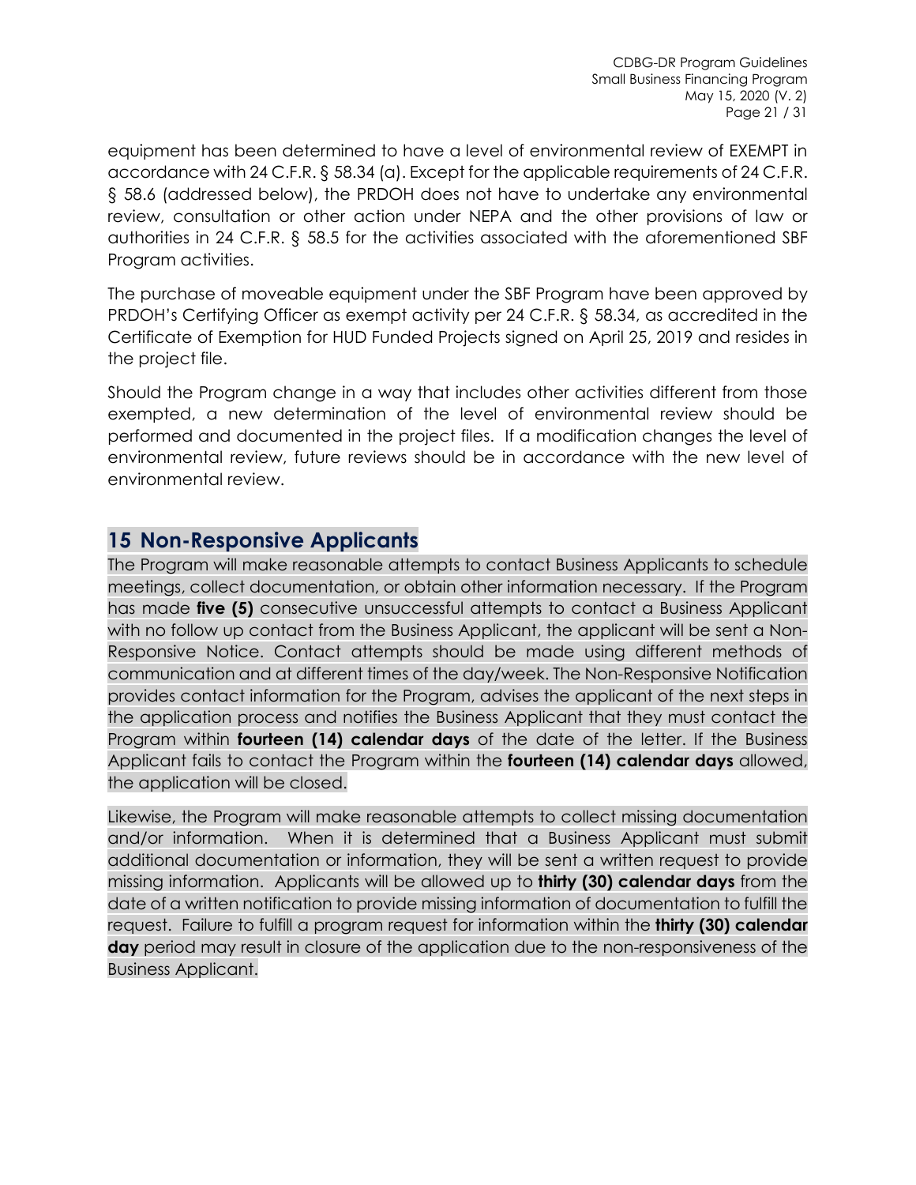equipment has been determined to have a level of environmental review of EXEMPT in accordance with 24 C.F.R. § 58.34 (a). Except for the applicable requirements of 24 C.F.R. § 58.6 (addressed below), the PRDOH does not have to undertake any environmental review, consultation or other action under NEPA and the other provisions of law or authorities in 24 C.F.R. § 58.5 for the activities associated with the aforementioned SBF Program activities.

The purchase of moveable equipment under the SBF Program have been approved by PRDOH's Certifying Officer as exempt activity per 24 C.F.R. § 58.34, as accredited in the Certificate of Exemption for HUD Funded Projects signed on April 25, 2019 and resides in the project file.

Should the Program change in a way that includes other activities different from those exempted, a new determination of the level of environmental review should be performed and documented in the project files. If a modification changes the level of environmental review, future reviews should be in accordance with the new level of environmental review.

# 15 Non-Responsive Applicants

The Program will make reasonable attempts to contact Business Applicants to schedule meetings, collect documentation, or obtain other information necessary. If the Program has made **five (5)** consecutive unsuccessful attempts to contact a Business Applicant with no follow up contact from the Business Applicant, the applicant will be sent a Non-Responsive Notice. Contact attempts should be made using different methods of communication and at different times of the day/week. The Non-Responsive Notification provides contact information for the Program, advises the applicant of the next steps in the application process and notifies the Business Applicant that they must contact the Program within **fourteen (14) calendar days** of the date of the letter. If the Business Applicant fails to contact the Program within the **fourteen (14) calendar days** allowed, the application will be closed.

Likewise, the Program will make reasonable attempts to collect missing documentation and/or information. When it is determined that a Business Applicant must submit additional documentation or information, they will be sent a written request to provide missing information. Applicants will be allowed up to **thirty (30) calendar days** from the date of a written notification to provide missing information of documentation to fulfill the request. Failure to fulfill a program request for information within the **thirty (30) calendar day** period may result in closure of the application due to the non-responsiveness of the Business Applicant.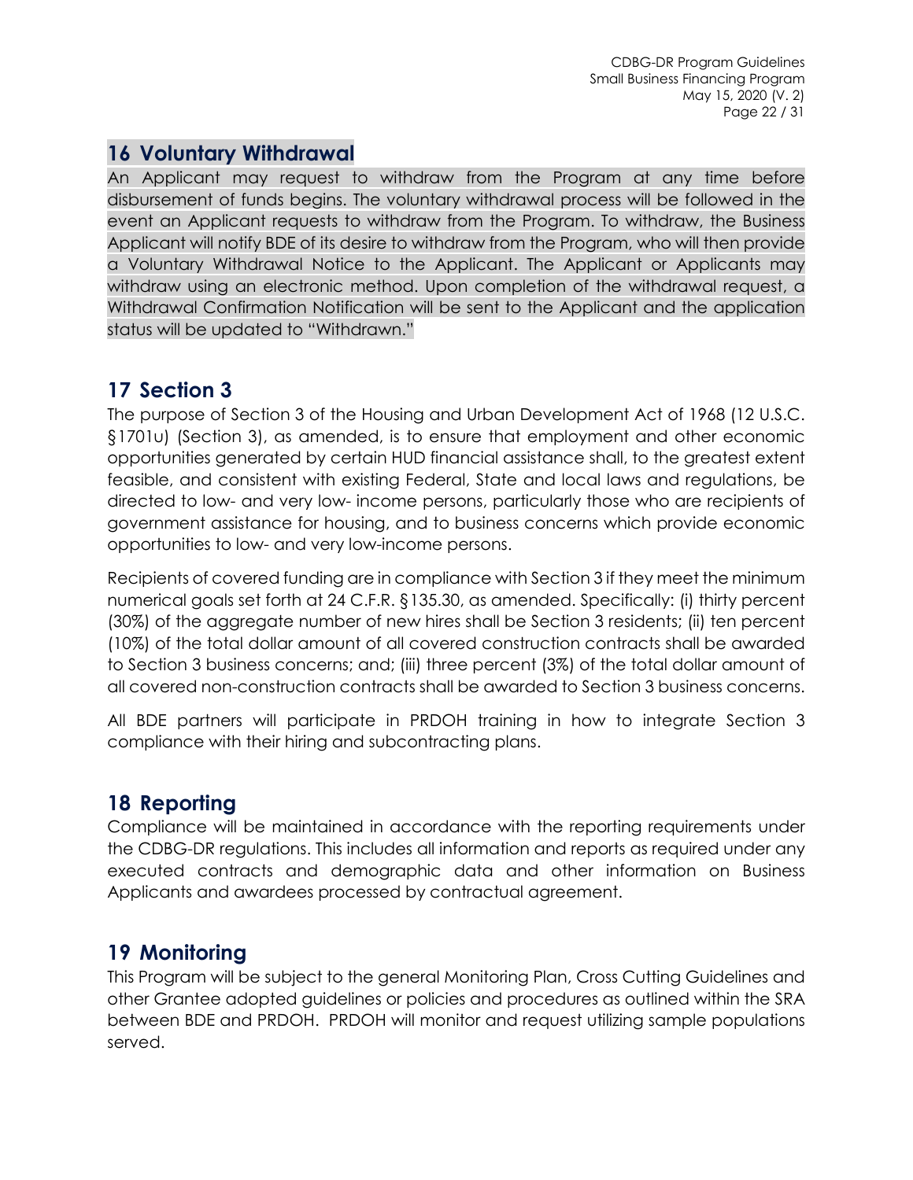# 16 Voluntary Withdrawal

An Applicant may request to withdraw from the Program at any time before disbursement of funds begins. The voluntary withdrawal process will be followed in the event an Applicant requests to withdraw from the Program. To withdraw, the Business Applicant will notify BDE of its desire to withdraw from the Program, who will then provide a Voluntary Withdrawal Notice to the Applicant. The Applicant or Applicants may withdraw using an electronic method. Upon completion of the withdrawal request, a Withdrawal Confirmation Notification will be sent to the Applicant and the application status will be updated to "Withdrawn."

# 17 Section 3

The purpose of Section 3 of the Housing and Urban Development Act of 1968 (12 U.S.C. §1701u) (Section 3), as amended, is to ensure that employment and other economic opportunities generated by certain HUD financial assistance shall, to the greatest extent feasible, and consistent with existing Federal, State and local laws and regulations, be directed to low- and very low- income persons, particularly those who are recipients of government assistance for housing, and to business concerns which provide economic opportunities to low- and very low-income persons.

Recipients of covered funding are in compliance with Section 3 if they meet the minimum numerical goals set forth at 24 C.F.R. §135.30, as amended. Specifically: (i) thirty percent (30%) of the aggregate number of new hires shall be Section 3 residents; (ii) ten percent (10%) of the total dollar amount of all covered construction contracts shall be awarded to Section 3 business concerns; and; (iii) three percent (3%) of the total dollar amount of all covered non-construction contracts shall be awarded to Section 3 business concerns.

All BDE partners will participate in PRDOH training in how to integrate Section 3 compliance with their hiring and subcontracting plans.

# 18 Reporting

Compliance will be maintained in accordance with the reporting requirements under the CDBG-DR regulations. This includes all information and reports as required under any executed contracts and demographic data and other information on Business Applicants and awardees processed by contractual agreement.

# 19 Monitoring

This Program will be subject to the general Monitoring Plan, Cross Cutting Guidelines and other Grantee adopted guidelines or policies and procedures as outlined within the SRA between BDE and PRDOH. PRDOH will monitor and request utilizing sample populations served.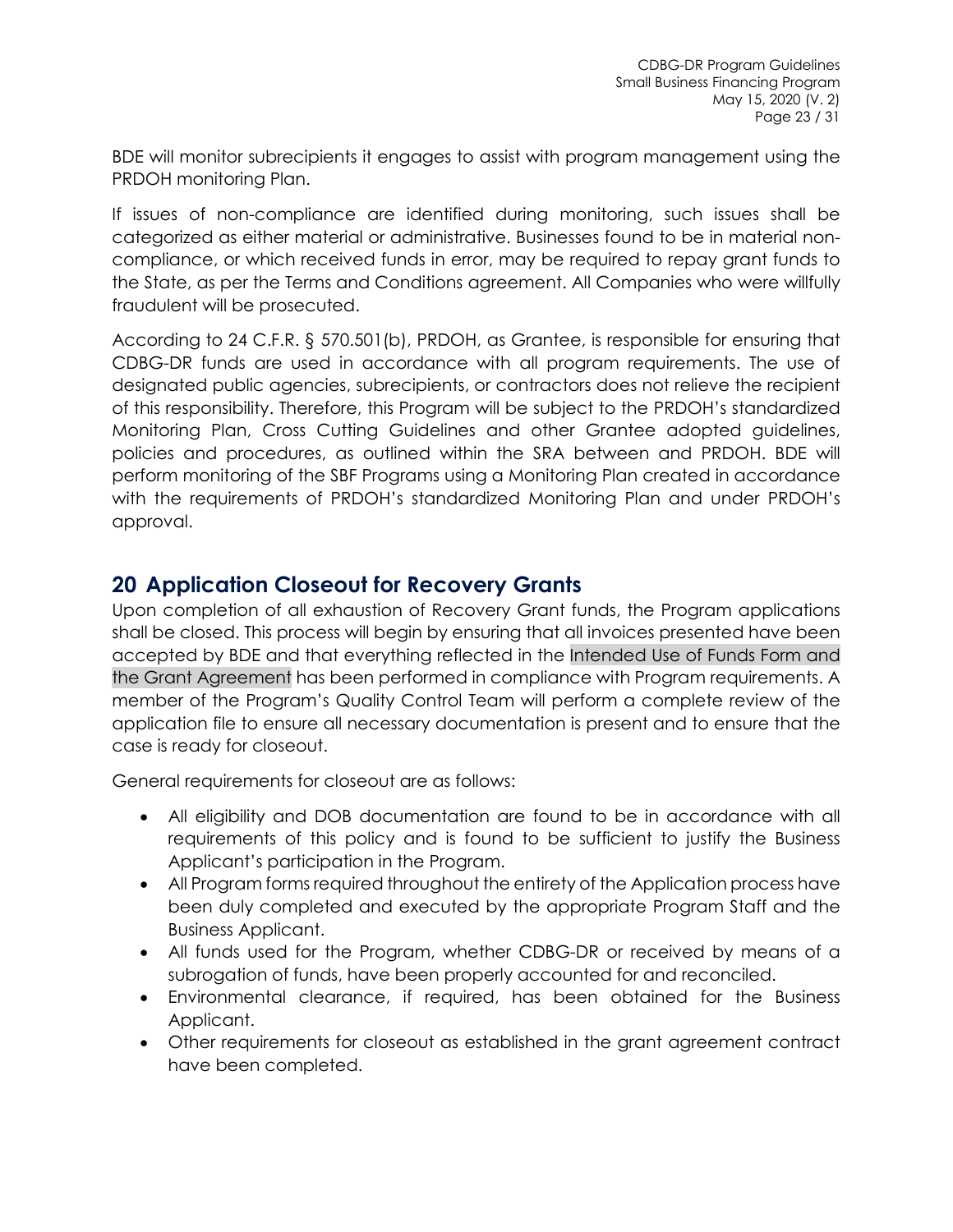BDE will monitor subrecipients it engages to assist with program management using the PRDOH monitoring Plan.

If issues of non-compliance are identified during monitoring, such issues shall be categorized as either material or administrative. Businesses found to be in material non-compliance, or which received funds in error, may be required to repay grant funds to the State, as per the Terms and Conditions agreement. All Companies who were willfully fraudulent will be prosecuted.

According to 24 C.F.R. § 570.501(b), PRDOH, as Grantee, is responsible for ensuring that CDBG-DR funds are used in accordance with all program requirements. The use of designated public agencies, subrecipients, or contractors does not relieve the recipient of this responsibility. Therefore, this Program will be subject to the PRDOH's standardized Monitoring Plan, Cross Cutting Guidelines and other Grantee adopted guidelines, policies and procedures, as outlined within the SRA between and PRDOH. BDE will perform monitoring of the SBF Programs using a Monitoring Plan created in accordance with the requirements of PRDOH's standardized Monitoring Plan and under PRDOH's approval.

## 20 Application Closeout for Recovery Grants

Upon completion of all exhaustion of Recovery Grant funds, the Program applications shall be closed. This process will begin by ensuring that all invoices presented have been accepted by BDE and that everything reflected in the Intended Use of Funds Form and the Grant Agreement has been performed in compliance with Program requirements. A member of the Program's Quality Control Team will perform a complete review of the application file to ensure all necessary documentation is present and to ensure that the case is ready for closeout.

General requirements for closeout are as follows:

- All eligibility and DOB documentation are found to be in accordance with all requirements of this policy and is found to be sufficient to justify the Business Applicant's participation in the Program.
- All Program forms required throughout the entirety of the Application process have been duly completed and executed by the appropriate Program Staff and the Business Applicant.
- All funds used for the Program, whether CDBG-DR or received by means of a subrogation of funds, have been properly accounted for and reconciled.
- Environmental clearance, if required, has been obtained for the Business Applicant.
- Other requirements for closeout as established in the grant agreement contract have been completed.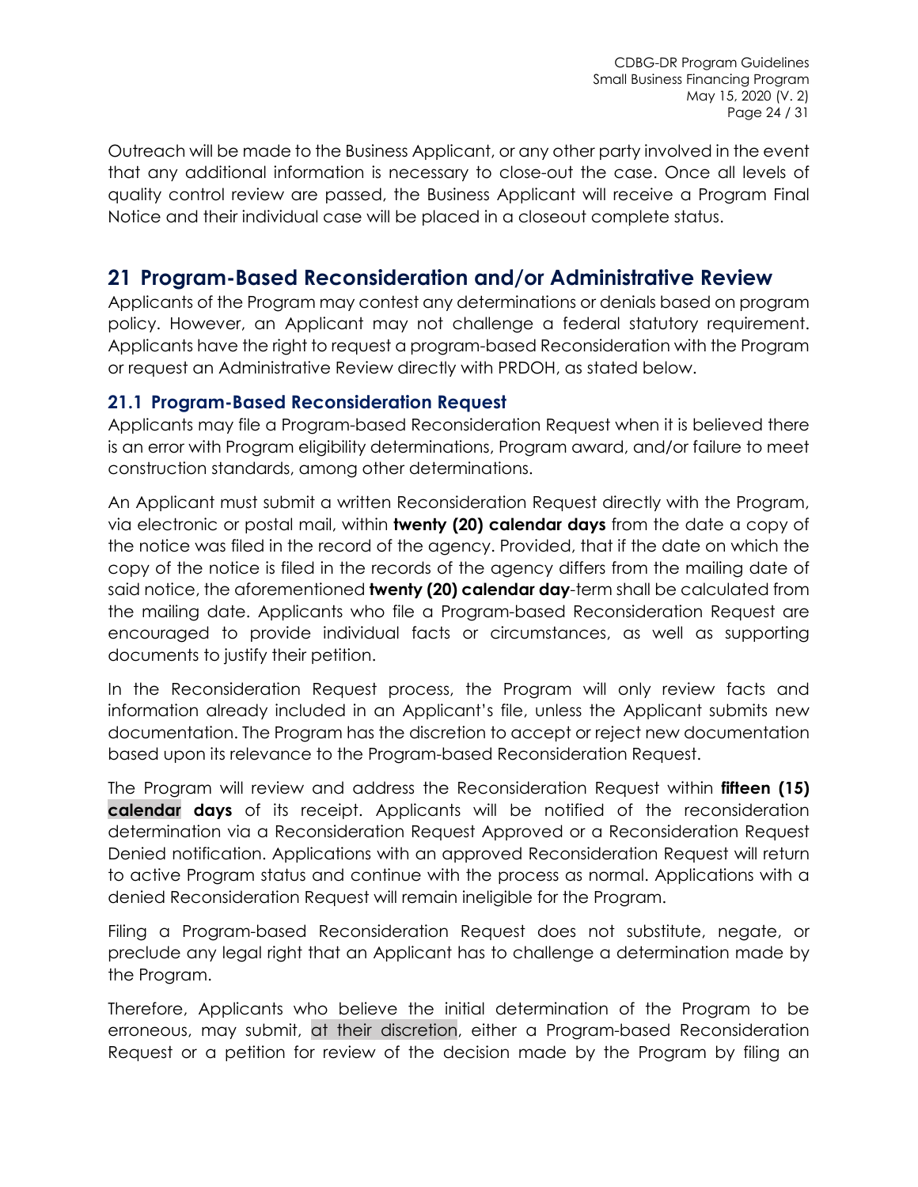Outreach will be made to the Business Applicant, or any other party involved in the event that any additional information is necessary to close-out the case. Once all levels of quality control review are passed, the Business Applicant will receive a Program Final Notice and their individual case will be placed in a closeout complete status.

## 21 Program-Based Reconsideration and/or Administrative Review

Applicants of the Program may contest any determinations or denials based on program policy. However, an Applicant may not challenge a federal statutory requirement. Applicants have the right to request a program-based Reconsideration with the Program or request an Administrative Review directly with PRDOH, as stated below.

### 21.1 Program-Based Reconsideration Request

Applicants may file a Program-based Reconsideration Request when it is believed there is an error with Program eligibility determinations, Program award, and/or failure to meet construction standards, among other determinations.

An Applicant must submit a written Reconsideration Request directly with the Program, via electronic or postal mail, within **twenty (20) calendar days** from the date a copy of the notice was filed in the record of the agency. Provided, that if the date on which the copy of the notice is filed in the records of the agency differs from the mailing date of said notice, the aforementioned **twenty (20) calendar day**-term shall be calculated from the mailing date. Applicants who file a Program-based Reconsideration Request are encouraged to provide individual facts or circumstances, as well as supporting documents to justify their petition.

In the Reconsideration Request process, the Program will only review facts and information already included in an Applicant's file, unless the Applicant submits new documentation. The Program has the discretion to accept or reject new documentation based upon its relevance to the Program-based Reconsideration Request.

The Program will review and address the Reconsideration Request within **fifteen (15) calendar days** of its receipt. Applicants will be notified of the reconsideration determination via a Reconsideration Request Approved or a Reconsideration Request Denied notification. Applications with an approved Reconsideration Request will return to active Program status and continue with the process as normal. Applications with a denied Reconsideration Request will remain ineligible for the Program.

Filing a Program-based Reconsideration Request does not substitute, negate, or preclude any legal right that an Applicant has to challenge a determination made by the Program.

Therefore, Applicants who believe the initial determination of the Program to be erroneous, may submit, at their discretion, either a Program-based Reconsideration Request or a petition for review of the decision made by the Program by filing an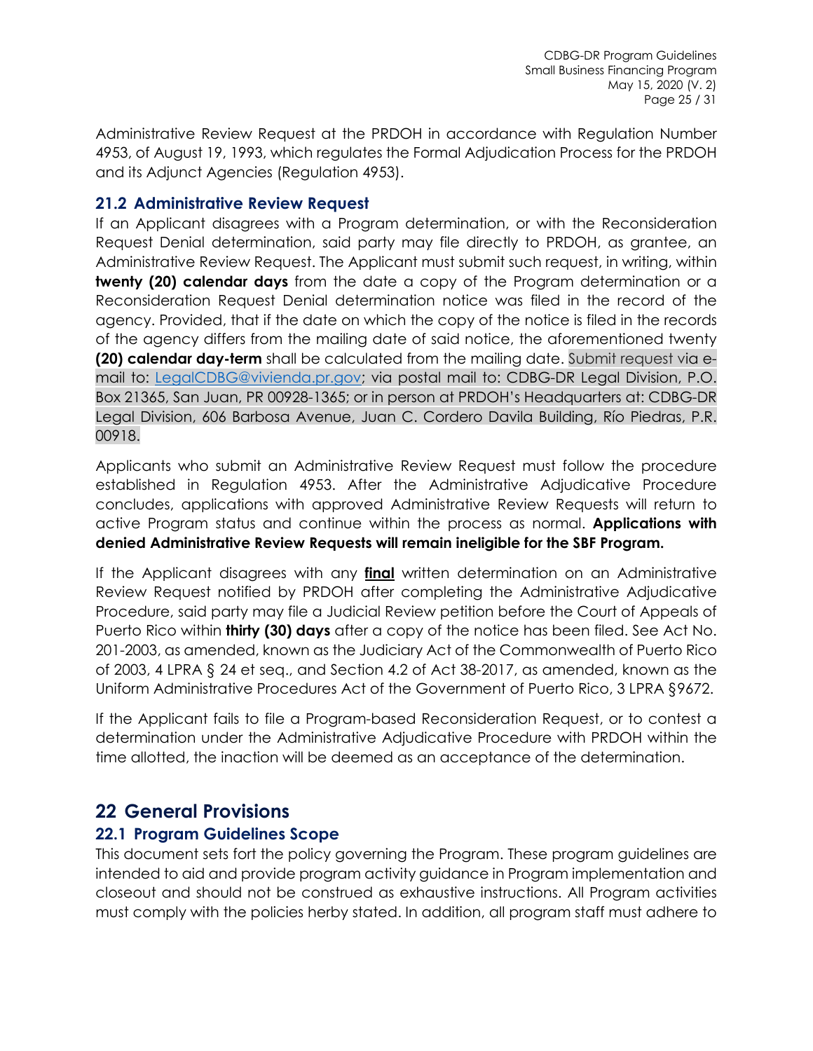Administrative Review Request at the PRDOH in accordance with Regulation Number 4953, of August 19, 1993, which regulates the Formal Adjudication Process for the PRDOH and its Adjunct Agencies (Regulation 4953).

### 21.2 Administrative Review Request

If an Applicant disagrees with a Program determination, or with the Reconsideration Request Denial determination, said party may file directly to PRDOH, as grantee, an Administrative Review Request. The Applicant must submit such request, in writing, within **twenty (20) calendar days** from the date a copy of the Program determination or a Reconsideration Request Denial determination notice was filed in the record of the agency. Provided, that if the date on which the copy of the notice is filed in the records of the agency differs from the mailing date of said notice, the aforementioned twenty **(20) calendar day-term** shall be calculated from the mailing date. Submit request via e-mail to: LegalCDBG@vivienda.pr.gov; via postal mail to: CDBG-DR Legal Division, P.O. Box 21365, San Juan, PR 00928-1365; or in person at PRDOH's Headquarters at: CDBG-DR Legal Division, 606 Barbosa Avenue, Juan C. Cordero Davila Building, Río Piedras, P.R. 00918.

Applicants who submit an Administrative Review Request must follow the procedure established in Regulation 4953. After the Administrative Adjudicative Procedure concludes, applications with approved Administrative Review Requests will return to active Program status and continue within the process as normal. **Applications with denied Administrative Review Requests will remain ineligible for the SBF Program.**

If the Applicant disagrees with any **final** written determination on an Administrative Review Request notified by PRDOH after completing the Administrative Adjudicative Procedure, said party may file a Judicial Review petition before the Court of Appeals of Puerto Rico within **thirty (30) days** after a copy of the notice has been filed. See Act No. 201-2003, as amended, known as the Judiciary Act of the Commonwealth of Puerto Rico of 2003, 4 LPRA § 24 et seq., and Section 4.2 of Act 38-2017, as amended, known as the Uniform Administrative Procedures Act of the Government of Puerto Rico, 3 LPRA §9672.

If the Applicant fails to file a Program-based Reconsideration Request, or to contest a determination under the Administrative Adjudicative Procedure with PRDOH within the time allotted, the inaction will be deemed as an acceptance of the determination.

## 22 General Provisions

### 22.1 Program Guidelines Scope

This document sets fort the policy governing the Program. These program guidelines are intended to aid and provide program activity guidance in Program implementation and closeout and should not be construed as exhaustive instructions. All Program activities must comply with the policies herby stated. In addition, all program staff must adhere to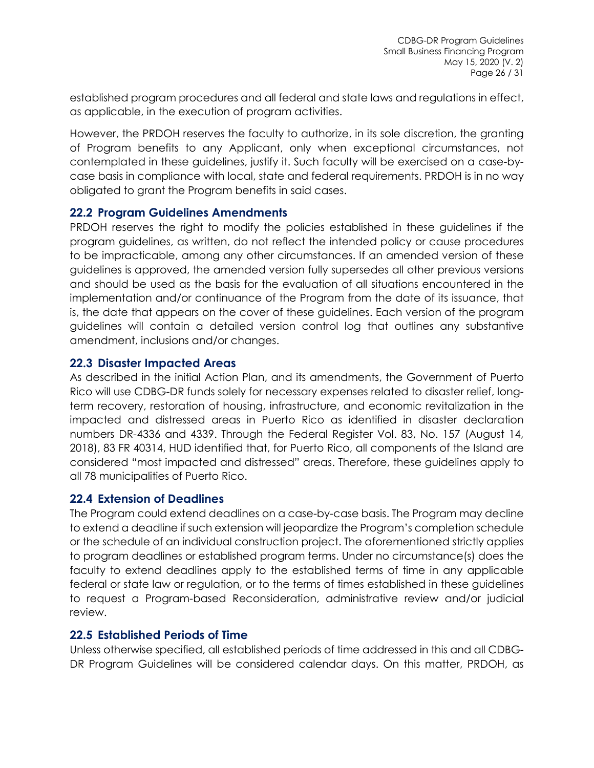established program procedures and all federal and state laws and regulations in effect, as applicable, in the execution of program activities.

However, the PRDOH reserves the faculty to authorize, in its sole discretion, the granting of Program benefits to any Applicant, only when exceptional circumstances, not contemplated in these guidelines, justify it. Such faculty will be exercised on a case-by-case basis in compliance with local, state and federal requirements. PRDOH is in no way obligated to grant the Program benefits in said cases.

## 22.2 Program Guidelines Amendments

PRDOH reserves the right to modify the policies established in these guidelines if the program guidelines, as written, do not reflect the intended policy or cause procedures to be impracticable, among any other circumstances. If an amended version of these guidelines is approved, the amended version fully supersedes all other previous versions and should be used as the basis for the evaluation of all situations encountered in the implementation and/or continuance of the Program from the date of its issuance, that is, the date that appears on the cover of these guidelines. Each version of the program guidelines will contain a detailed version control log that outlines any substantive amendment, inclusions and/or changes.

## 22.3 Disaster Impacted Areas

As described in the initial Action Plan, and its amendments, the Government of Puerto Rico will use CDBG-DR funds solely for necessary expenses related to disaster relief, long-term recovery, restoration of housing, infrastructure, and economic revitalization in the impacted and distressed areas in Puerto Rico as identified in disaster declaration numbers DR-4336 and 4339. Through the Federal Register Vol. 83, No. 157 (August 14, 2018), 83 FR 40314, HUD identified that, for Puerto Rico, all components of the Island are considered "most impacted and distressed" areas. Therefore, these guidelines apply to all 78 municipalities of Puerto Rico.

## 22.4 Extension of Deadlines

The Program could extend deadlines on a case-by-case basis. The Program may decline to extend a deadline if such extension will jeopardize the Program's completion schedule or the schedule of an individual construction project. The aforementioned strictly applies to program deadlines or established program terms. Under no circumstance(s) does the faculty to extend deadlines apply to the established terms of time in any applicable federal or state law or regulation, or to the terms of times established in these guidelines to request a Program-based Reconsideration, administrative review and/or judicial review.

## 22.5 Established Periods of Time

Unless otherwise specified, all established periods of time addressed in this and all CDBG-DR Program Guidelines will be considered calendar days. On this matter, PRDOH, as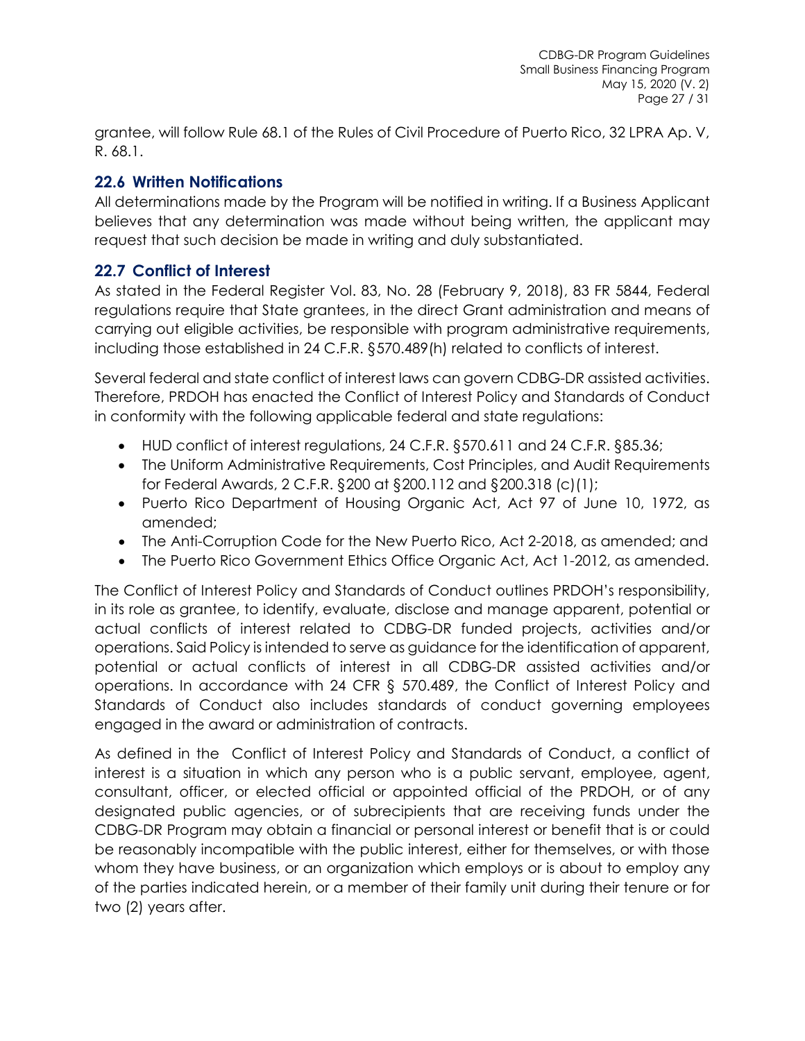grantee, will follow Rule 68.1 of the Rules of Civil Procedure of Puerto Rico, 32 LPRA Ap. V, R. 68.1.

## 22.6 Written Notifications

All determinations made by the Program will be notified in writing. If a Business Applicant believes that any determination was made without being written, the applicant may request that such decision be made in writing and duly substantiated.

## 22.7 Conflict of Interest

As stated in the Federal Register Vol. 83, No. 28 (February 9, 2018), 83 FR 5844, Federal regulations require that State grantees, in the direct Grant administration and means of carrying out eligible activities, be responsible with program administrative requirements, including those established in 24 C.F.R. §570.489(h) related to conflicts of interest.

Several federal and state conflict of interest laws can govern CDBG-DR assisted activities. Therefore, PRDOH has enacted the Conflict of Interest Policy and Standards of Conduct in conformity with the following applicable federal and state regulations:

- HUD conflict of interest regulations, 24 C.F.R. §570.611 and 24 C.F.R. §85.36;
- The Uniform Administrative Requirements, Cost Principles, and Audit Requirements for Federal Awards, 2 C.F.R. §200 at §200.112 and §200.318 (c)(1);
- Puerto Rico Department of Housing Organic Act, Act 97 of June 10, 1972, as amended;
- The Anti-Corruption Code for the New Puerto Rico, Act 2-2018, as amended; and
- The Puerto Rico Government Ethics Office Organic Act, Act 1-2012, as amended.

The Conflict of Interest Policy and Standards of Conduct outlines PRDOH's responsibility, in its role as grantee, to identify, evaluate, disclose and manage apparent, potential or actual conflicts of interest related to CDBG-DR funded projects, activities and/or operations. Said Policy is intended to serve as guidance for the identification of apparent, potential or actual conflicts of interest in all CDBG-DR assisted activities and/or operations. In accordance with 24 CFR § 570.489, the Conflict of Interest Policy and Standards of Conduct also includes standards of conduct governing employees engaged in the award or administration of contracts.

As defined in the Conflict of Interest Policy and Standards of Conduct, a conflict of interest is a situation in which any person who is a public servant, employee, agent, consultant, officer, or elected official or appointed official of the PRDOH, or of any designated public agencies, or of subrecipients that are receiving funds under the CDBG-DR Program may obtain a financial or personal interest or benefit that is or could be reasonably incompatible with the public interest, either for themselves, or with those whom they have business, or an organization which employs or is about to employ any of the parties indicated herein, or a member of their family unit during their tenure or for two (2) years after.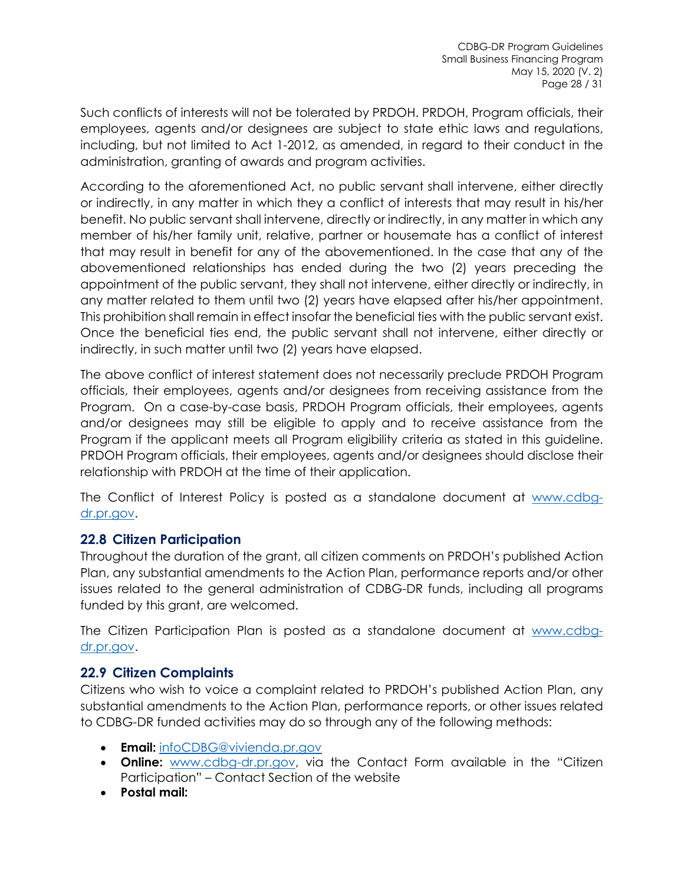Such conflicts of interests will not be tolerated by PRDOH. PRDOH, Program officials, their employees, agents and/or designees are subject to state ethic laws and regulations, including, but not limited to Act 1-2012, as amended, in regard to their conduct in the administration, granting of awards and program activities.

According to the aforementioned Act, no public servant shall intervene, either directly or indirectly, in any matter in which they a conflict of interests that may result in his/her benefit. No public servant shall intervene, directly or indirectly, in any matter in which any member of his/her family unit, relative, partner or housemate has a conflict of interest that may result in benefit for any of the abovementioned. In the case that any of the abovementioned relationships has ended during the two (2) years preceding the appointment of the public servant, they shall not intervene, either directly or indirectly, in any matter related to them until two (2) years have elapsed after his/her appointment. This prohibition shall remain in effect insofar the beneficial ties with the public servant exist. Once the beneficial ties end, the public servant shall not intervene, either directly or indirectly, in such matter until two (2) years have elapsed.

The above conflict of interest statement does not necessarily preclude PRDOH Program officials, their employees, agents and/or designees from receiving assistance from the Program. On a case-by-case basis, PRDOH Program officials, their employees, agents and/or designees may still be eligible to apply and to receive assistance from the Program if the applicant meets all Program eligibility criteria as stated in this guideline. PRDOH Program officials, their employees, agents and/or designees should disclose their relationship with PRDOH at the time of their application.

The Conflict of Interest Policy is posted as a standalone document at [www.cdbg-dr.pr.gov](www.cdbg-dr.pr.gov).

## 22.8 Citizen Participation

Throughout the duration of the grant, all citizen comments on PRDOH's published Action Plan, any substantial amendments to the Action Plan, performance reports and/or other issues related to the general administration of CDBG-DR funds, including all programs funded by this grant, are welcomed.

The Citizen Participation Plan is posted as a standalone document at [www.cdbg-dr.pr.gov](www.cdbg-dr.pr.gov).

## 22.9 Citizen Complaints

Citizens who wish to voice a complaint related to PRDOH's published Action Plan, any substantial amendments to the Action Plan, performance reports, or other issues related to CDBG-DR funded activities may do so through any of the following methods:

- **Email:** [infoCDBG@vivienda.pr.gov](mailto:infoCDBG@vivienda.pr.gov)
- **Online:** [www.cdbg-dr.pr.gov](www.cdbg-dr.pr.gov), via the Contact Form available in the "Citizen Participation" – Contact Section of the website
- **Postal mail:**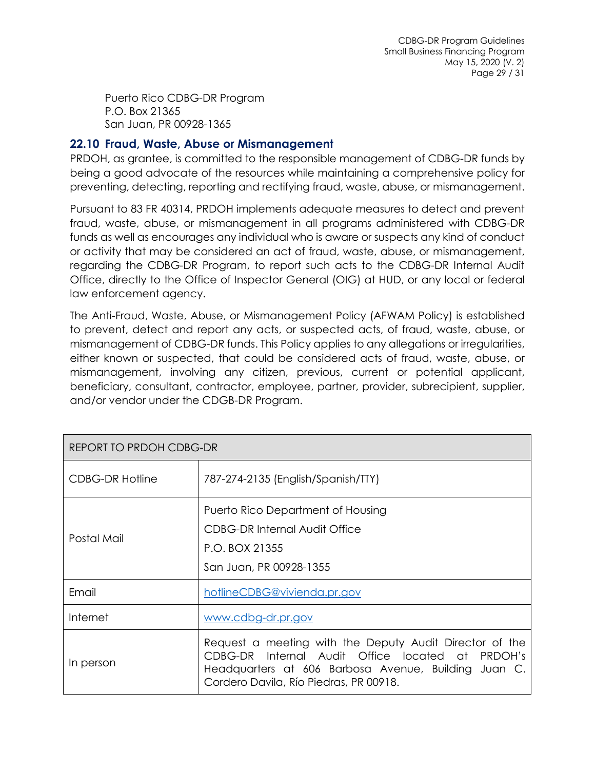Puerto Rico CDBG-DR Program
P.O. Box 21365
San Juan, PR 00928-1365

## 22.10 Fraud, Waste, Abuse or Mismanagement

PRDOH, as grantee, is committed to the responsible management of CDBG-DR funds by being a good advocate of the resources while maintaining a comprehensive policy for preventing, detecting, reporting and rectifying fraud, waste, abuse, or mismanagement.

Pursuant to 83 FR 40314, PRDOH implements adequate measures to detect and prevent fraud, waste, abuse, or mismanagement in all programs administered with CDBG-DR funds as well as encourages any individual who is aware or suspects any kind of conduct or activity that may be considered an act of fraud, waste, abuse, or mismanagement, regarding the CDBG-DR Program, to report such acts to the CDBG-DR Internal Audit Office, directly to the Office of Inspector General (OIG) at HUD, or any local or federal law enforcement agency.

The Anti-Fraud, Waste, Abuse, or Mismanagement Policy (AFWAM Policy) is established to prevent, detect and report any acts, or suspected acts, of fraud, waste, abuse, or mismanagement of CDBG-DR funds. This Policy applies to any allegations or irregularities, either known or suspected, that could be considered acts of fraud, waste, abuse, or mismanagement, involving any citizen, previous, current or potential applicant, beneficiary, consultant, contractor, employee, partner, provider, subrecipient, supplier, and/or vendor under the CDGB-DR Program.

| REPORT TO PRDOH CDBG-DR | |
|---|---|
| CDBG-DR Hotline | 787-274-2135 (English/Spanish/TTY) |
| Postal Mail | Puerto Rico Department of Housing<br>CDBG-DR Internal Audit Office<br>P.O. BOX 21355<br>San Juan, PR 00928-1355 |
| Email | hotlineCDBG@vivienda.pr.gov |
| Internet | www.cdbg-dr.pr.gov |
| In person | Request a meeting with the Deputy Audit Director of the CDBG-DR Internal Audit Office located at PRDOH's Headquarters at 606 Barbosa Avenue, Building Juan C. Cordero Davila, Río Piedras, PR 00918. |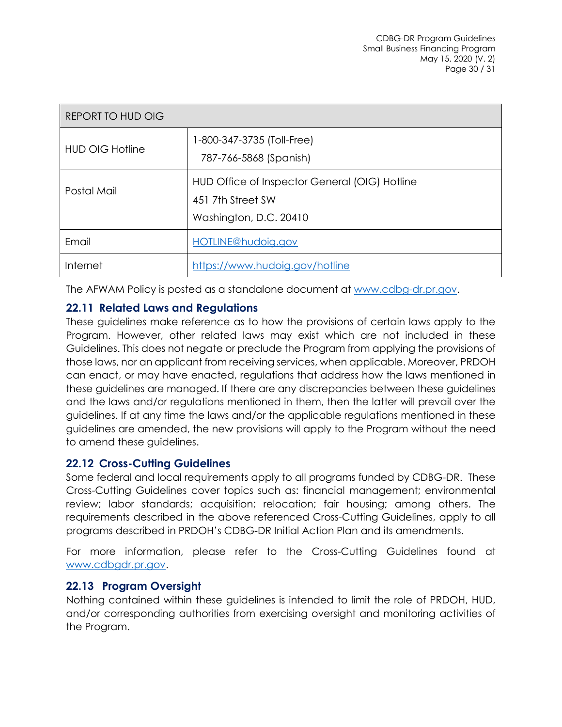| REPORT TO HUD OIG | |
|---|---|
| HUD OIG Hotline | 1-800-347-3735 (Toll-Free)<br>787-766-5868 (Spanish) |
| Postal Mail | HUD Office of Inspector General (OIG) Hotline<br>451 7th Street SW<br>Washington, D.C. 20410 |
| Email | [HOTLINE@hudoig.gov](mailto:HOTLINE@hudoig.gov) |
| Internet | [https://www.hudoig.gov/hotline](https://www.hudoig.gov/hotline) |

The AFWAM Policy is posted as a standalone document at [www.cdbg-dr.pr.gov](http://www.cdbg-dr.pr.gov).

## 22.11 Related Laws and Regulations

These guidelines make reference as to how the provisions of certain laws apply to the Program. However, other related laws may exist which are not included in these Guidelines. This does not negate or preclude the Program from applying the provisions of those laws, nor an applicant from receiving services, when applicable. Moreover, PRDOH can enact, or may have enacted, regulations that address how the laws mentioned in these guidelines are managed. If there are any discrepancies between these guidelines and the laws and/or regulations mentioned in them, then the latter will prevail over the guidelines. If at any time the laws and/or the applicable regulations mentioned in these guidelines are amended, the new provisions will apply to the Program without the need to amend these guidelines.

## 22.12 Cross-Cutting Guidelines

Some federal and local requirements apply to all programs funded by CDBG-DR. These Cross-Cutting Guidelines cover topics such as: financial management; environmental review; labor standards; acquisition; relocation; fair housing; among others. The requirements described in the above referenced Cross-Cutting Guidelines, apply to all programs described in PRDOH's CDBG-DR Initial Action Plan and its amendments.

For more information, please refer to the Cross-Cutting Guidelines found at [www.cdbgdr.pr.gov](http://www.cdbgdr.pr.gov).

## 22.13 Program Oversight

Nothing contained within these guidelines is intended to limit the role of PRDOH, HUD, and/or corresponding authorities from exercising oversight and monitoring activities of the Program.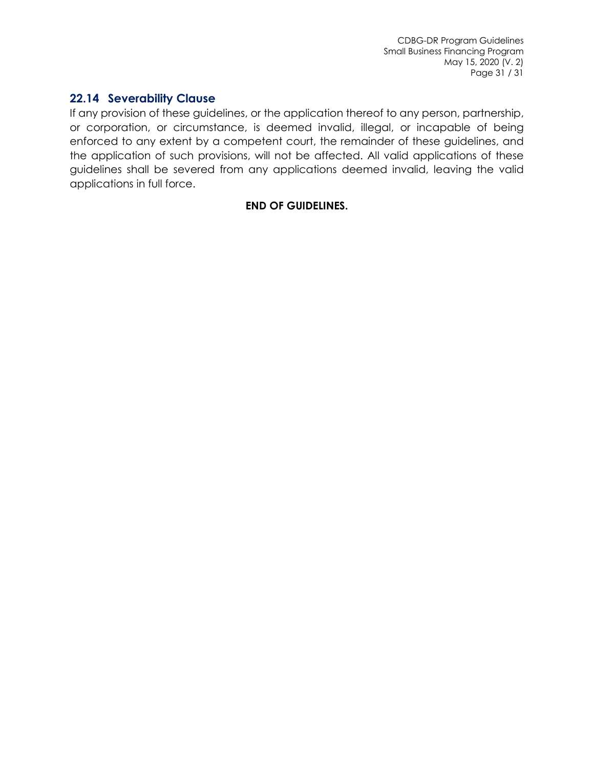## 22.14 Severability Clause

If any provision of these guidelines, or the application thereof to any person, partnership, or corporation, or circumstance, is deemed invalid, illegal, or incapable of being enforced to any extent by a competent court, the remainder of these guidelines, and the application of such provisions, will not be affected. All valid applications of these guidelines shall be severed from any applications deemed invalid, leaving the valid applications in full force.

**END OF GUIDELINES.**